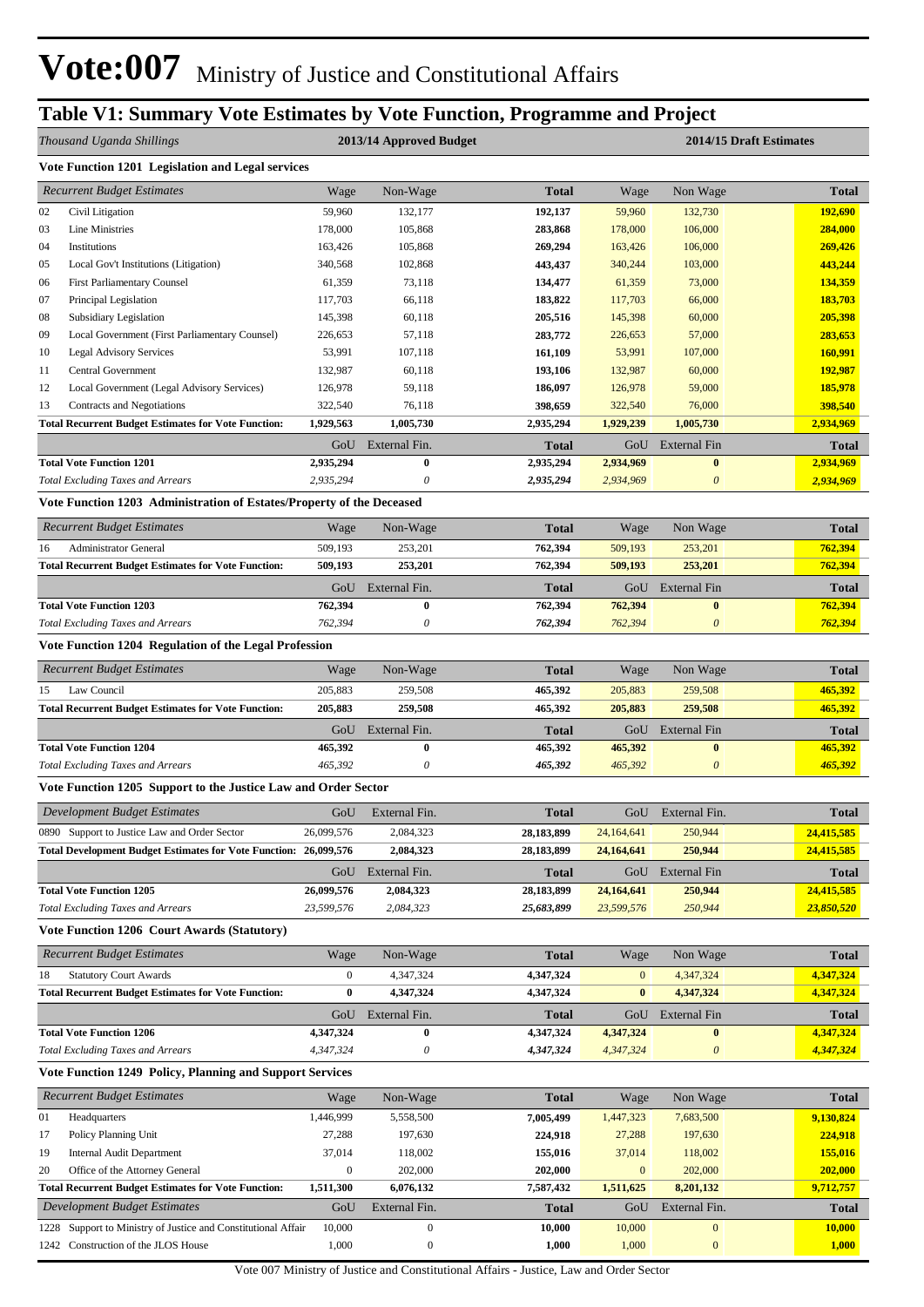# Vote:007 Ministry of Justice and Constitutional Affairs

## Table V1: Summary Vote Estimates by Vote Function, Programme and Project

| *Thousand Uganda Shillings* | 2013/14 Approved Budget | | | 2014/15 Draft Estimates | | |
|---|---|---|---|---|---|---|
| **Vote Function 1201 Legislation and Legal services** | | | | | | |
| *Recurrent Budget Estimates* | Wage | Non-Wage | **Total** | Wage | Non Wage | **Total** |
| 02 Civil Litigation | 59,960 | 132,177 | **192,137** | 59,960 | 132,730 | **192,690** |
| 03 Line Ministries | 178,000 | 105,868 | **283,868** | 178,000 | 106,000 | **284,000** |
| 04 Institutions | 163,426 | 105,868 | **269,294** | 163,426 | 106,000 | **269,426** |
| 05 Local Gov't Institutions (Litigation) | 340,568 | 102,868 | **443,437** | 340,244 | 103,000 | **443,244** |
| 06 First Parliamentary Counsel | 61,359 | 73,118 | **134,477** | 61,359 | 73,000 | **134,359** |
| 07 Principal Legislation | 117,703 | 66,118 | **183,822** | 117,703 | 66,000 | **183,703** |
| 08 Subsidiary Legislation | 145,398 | 60,118 | **205,516** | 145,398 | 60,000 | **205,398** |
| 09 Local Government (First Parliamentary Counsel) | 226,653 | 57,118 | **283,772** | 226,653 | 57,000 | **283,653** |
| 10 Legal Advisory Services | 53,991 | 107,118 | **161,109** | 53,991 | 107,000 | **160,991** |
| 11 Central Government | 132,987 | 60,118 | **193,106** | 132,987 | 60,000 | **192,987** |
| 12 Local Government (Legal Advisory Services) | 126,978 | 59,118 | **186,097** | 126,978 | 59,000 | **185,978** |
| 13 Contracts and Negotiations | 322,540 | 76,118 | **398,659** | 322,540 | 76,000 | **398,540** |
| **Total Recurrent Budget Estimates for Vote Function:** | **1,929,563** | **1,005,730** | **2,935,294** | **1,929,239** | **1,005,730** | **2,934,969** |
| | GoU | External Fin. | **Total** | GoU | External Fin | **Total** |
| **Total Vote Function 1201** | **2,935,294** | **0** | **2,935,294** | **2,934,969** | **0** | **2,934,969** |
| *Total Excluding Taxes and Arrears* | *2,935,294* | *0* | ***2,935,294*** | *2,934,969* | *0* | ***2,934,969*** |
| **Vote Function 1203 Administration of Estates/Property of the Deceased** | | | | | | |
| *Recurrent Budget Estimates* | Wage | Non-Wage | **Total** | Wage | Non Wage | **Total** |
| 16 Administrator General | 509,193 | 253,201 | **762,394** | 509,193 | 253,201 | **762,394** |
| **Total Recurrent Budget Estimates for Vote Function:** | **509,193** | **253,201** | **762,394** | **509,193** | **253,201** | **762,394** |
| | GoU | External Fin. | **Total** | GoU | External Fin | **Total** |
| **Total Vote Function 1203** | **762,394** | **0** | **762,394** | **762,394** | **0** | **762,394** |
| *Total Excluding Taxes and Arrears* | *762,394* | *0* | ***762,394*** | *762,394* | *0* | ***762,394*** |
| **Vote Function 1204 Regulation of the Legal Profession** | | | | | | |
| *Recurrent Budget Estimates* | Wage | Non-Wage | **Total** | Wage | Non Wage | **Total** |
| 15 Law Council | 205,883 | 259,508 | **465,392** | 205,883 | 259,508 | **465,392** |
| **Total Recurrent Budget Estimates for Vote Function:** | **205,883** | **259,508** | **465,392** | **205,883** | **259,508** | **465,392** |
| | GoU | External Fin. | **Total** | GoU | External Fin | **Total** |
| **Total Vote Function 1204** | **465,392** | **0** | **465,392** | **465,392** | **0** | **465,392** |
| *Total Excluding Taxes and Arrears* | *465,392* | *0* | ***465,392*** | *465,392* | *0* | ***465,392*** |
| **Vote Function 1205 Support to the Justice Law and Order Sector** | | | | | | |
| *Development Budget Estimates* | GoU | External Fin. | **Total** | GoU | External Fin. | **Total** |
| 0890 Support to Justice Law and Order Sector | 26,099,576 | 2,084,323 | **28,183,899** | 24,164,641 | 250,944 | **24,415,585** |
| **Total Development Budget Estimates for Vote Function:** | **26,099,576** | **2,084,323** | **28,183,899** | **24,164,641** | **250,944** | **24,415,585** |
| | GoU | External Fin. | **Total** | GoU | External Fin | **Total** |
| **Total Vote Function 1205** | **26,099,576** | **2,084,323** | **28,183,899** | **24,164,641** | **250,944** | **24,415,585** |
| *Total Excluding Taxes and Arrears* | *23,599,576* | *2,084,323* | ***25,683,899*** | *23,599,576* | *250,944* | ***23,850,520*** |
| **Vote Function 1206 Court Awards (Statutory)** | | | | | | |
| *Recurrent Budget Estimates* | Wage | Non-Wage | **Total** | Wage | Non Wage | **Total** |
| 18 Statutory Court Awards | 0 | 4,347,324 | **4,347,324** | 0 | 4,347,324 | **4,347,324** |
| **Total Recurrent Budget Estimates for Vote Function:** | **0** | **4,347,324** | **4,347,324** | **0** | **4,347,324** | **4,347,324** |
| | GoU | External Fin. | **Total** | GoU | External Fin | **Total** |
| **Total Vote Function 1206** | **4,347,324** | **0** | **4,347,324** | **4,347,324** | **0** | **4,347,324** |
| *Total Excluding Taxes and Arrears* | *4,347,324* | *0* | ***4,347,324*** | *4,347,324* | *0* | ***4,347,324*** |
| **Vote Function 1249 Policy, Planning and Support Services** | | | | | | |
| *Recurrent Budget Estimates* | Wage | Non-Wage | **Total** | Wage | Non Wage | **Total** |
| 01 Headquarters | 1,446,999 | 5,558,500 | **7,005,499** | 1,447,323 | 7,683,500 | **9,130,824** |
| 17 Policy Planning Unit | 27,288 | 197,630 | **224,918** | 27,288 | 197,630 | **224,918** |
| 19 Internal Audit Department | 37,014 | 118,002 | **155,016** | 37,014 | 118,002 | **155,016** |
| 20 Office of the Attorney General | 0 | 202,000 | **202,000** | 0 | 202,000 | **202,000** |
| **Total Recurrent Budget Estimates for Vote Function:** | **1,511,300** | **6,076,132** | **7,587,432** | **1,511,625** | **8,201,132** | **9,712,757** |
| *Development Budget Estimates* | GoU | External Fin. | **Total** | GoU | External Fin. | **Total** |
| 1228 Support to Ministry of Justice and Constitutional Affair | 10,000 | 0 | **10,000** | 10,000 | 0 | **10,000** |
| 1242 Construction of the JLOS House | 1,000 | 0 | **1,000** | 1,000 | 0 | **1,000** |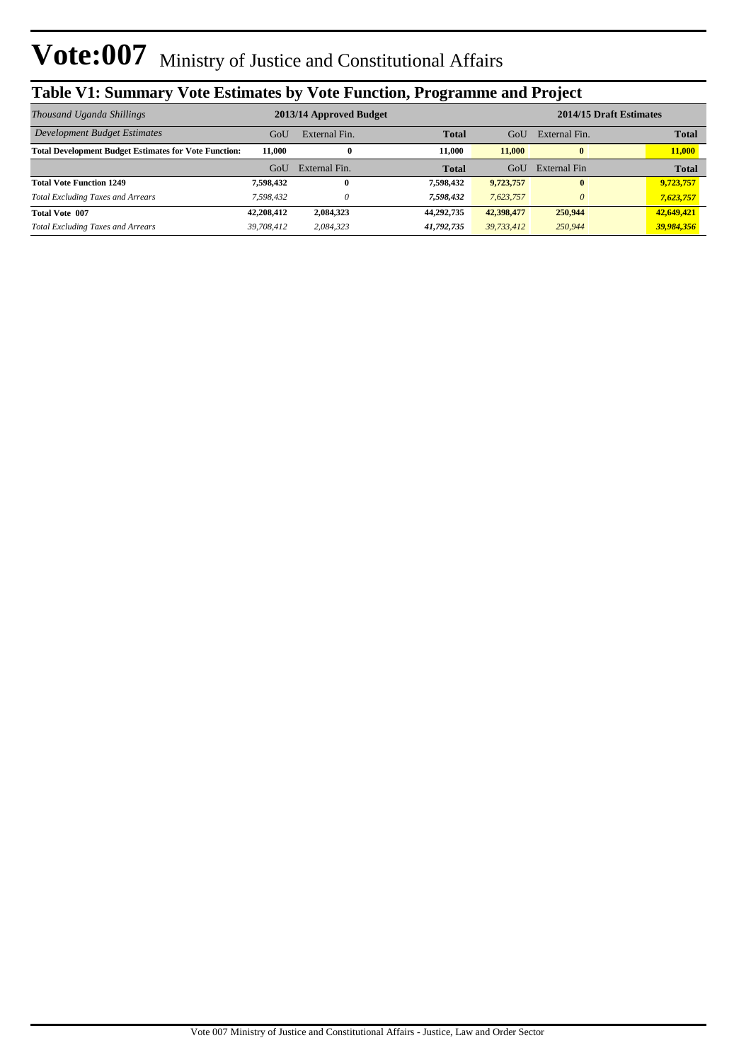# Vote:007 Ministry of Justice and Constitutional Affairs

## Table V1: Summary Vote Estimates by Vote Function, Programme and Project

| *Thousand Uganda Shillings* | 2013/14 Approved Budget | | | 2014/15 Draft Estimates | | |
|---|---|---|---|---|---|---|
| *Development Budget Estimates* | GoU | External Fin. | **Total** | GoU | External Fin. | **Total** |
| **Total Development Budget Estimates for Vote Function:** | **11,000** | **0** | **11,000** | **11,000** | **0** | **11,000** |
| | GoU | External Fin. | **Total** | GoU | External Fin | **Total** |
| **Total Vote Function 1249** | **7,598,432** | **0** | **7,598,432** | **9,723,757** | **0** | **9,723,757** |
| *Total Excluding Taxes and Arrears* | *7,598,432* | *0* | ***7,598,432*** | *7,623,757* | *0* | ***7,623,757*** |
| **Total Vote 007** | **42,208,412** | **2,084,323** | **44,292,735** | **42,398,477** | **250,944** | **42,649,421** |
| *Total Excluding Taxes and Arrears* | *39,708,412* | *2,084,323* | ***41,792,735*** | *39,733,412* | *250,944* | ***39,984,356*** |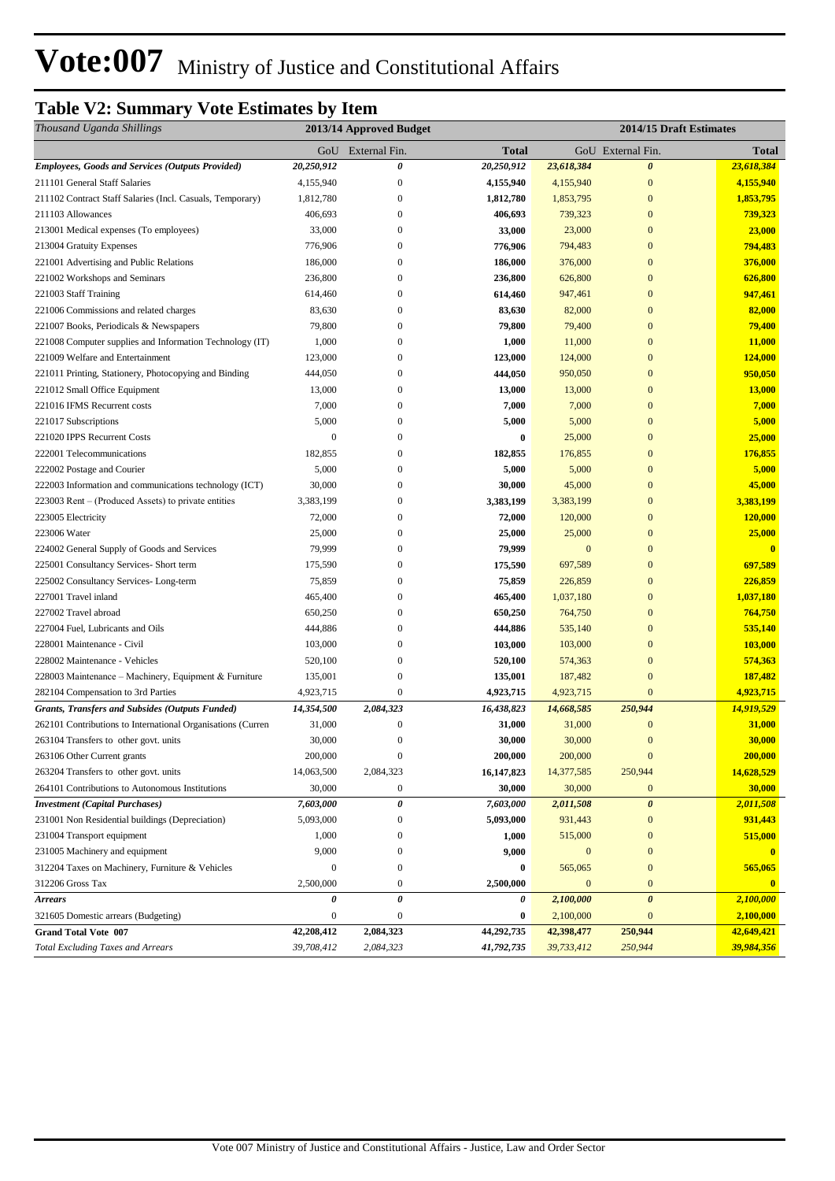# Vote:007 Ministry of Justice and Constitutional Affairs

## Table V2: Summary Vote Estimates by Item

| *Thousand Uganda Shillings* | 2013/14 Approved Budget | | | 2014/15 Draft Estimates | | |
|---|---|---|---|---|---|---|
| | GoU | External Fin. | Total | GoU | External Fin. | Total |
| ***Employees, Goods and Services (Outputs Provided)*** | ***20,250,912*** | ***0*** | ***20,250,912*** | ***23,618,384*** | ***0*** | ***23,618,384*** |
| 211101 General Staff Salaries | 4,155,940 | 0 | **4,155,940** | 4,155,940 | 0 | **4,155,940** |
| 211102 Contract Staff Salaries (Incl. Casuals, Temporary) | 1,812,780 | 0 | **1,812,780** | 1,853,795 | 0 | **1,853,795** |
| 211103 Allowances | 406,693 | 0 | **406,693** | 739,323 | 0 | **739,323** |
| 213001 Medical expenses (To employees) | 33,000 | 0 | **33,000** | 23,000 | 0 | **23,000** |
| 213004 Gratuity Expenses | 776,906 | 0 | **776,906** | 794,483 | 0 | **794,483** |
| 221001 Advertising and Public Relations | 186,000 | 0 | **186,000** | 376,000 | 0 | **376,000** |
| 221002 Workshops and Seminars | 236,800 | 0 | **236,800** | 626,800 | 0 | **626,800** |
| 221003 Staff Training | 614,460 | 0 | **614,460** | 947,461 | 0 | **947,461** |
| 221006 Commissions and related charges | 83,630 | 0 | **83,630** | 82,000 | 0 | **82,000** |
| 221007 Books, Periodicals & Newspapers | 79,800 | 0 | **79,800** | 79,400 | 0 | **79,400** |
| 221008 Computer supplies and Information Technology (IT) | 1,000 | 0 | **1,000** | 11,000 | 0 | **11,000** |
| 221009 Welfare and Entertainment | 123,000 | 0 | **123,000** | 124,000 | 0 | **124,000** |
| 221011 Printing, Stationery, Photocopying and Binding | 444,050 | 0 | **444,050** | 950,050 | 0 | **950,050** |
| 221012 Small Office Equipment | 13,000 | 0 | **13,000** | 13,000 | 0 | **13,000** |
| 221016 IFMS Recurrent costs | 7,000 | 0 | **7,000** | 7,000 | 0 | **7,000** |
| 221017 Subscriptions | 5,000 | 0 | **5,000** | 5,000 | 0 | **5,000** |
| 221020 IPPS Recurrent Costs | 0 | 0 | **0** | 25,000 | 0 | **25,000** |
| 222001 Telecommunications | 182,855 | 0 | **182,855** | 176,855 | 0 | **176,855** |
| 222002 Postage and Courier | 5,000 | 0 | **5,000** | 5,000 | 0 | **5,000** |
| 222003 Information and communications technology (ICT) | 30,000 | 0 | **30,000** | 45,000 | 0 | **45,000** |
| 223003 Rent – (Produced Assets) to private entities | 3,383,199 | 0 | **3,383,199** | 3,383,199 | 0 | **3,383,199** |
| 223005 Electricity | 72,000 | 0 | **72,000** | 120,000 | 0 | **120,000** |
| 223006 Water | 25,000 | 0 | **25,000** | 25,000 | 0 | **25,000** |
| 224002 General Supply of Goods and Services | 79,999 | 0 | **79,999** | 0 | 0 | **0** |
| 225001 Consultancy Services- Short term | 175,590 | 0 | **175,590** | 697,589 | 0 | **697,589** |
| 225002 Consultancy Services- Long-term | 75,859 | 0 | **75,859** | 226,859 | 0 | **226,859** |
| 227001 Travel inland | 465,400 | 0 | **465,400** | 1,037,180 | 0 | **1,037,180** |
| 227002 Travel abroad | 650,250 | 0 | **650,250** | 764,750 | 0 | **764,750** |
| 227004 Fuel, Lubricants and Oils | 444,886 | 0 | **444,886** | 535,140 | 0 | **535,140** |
| 228001 Maintenance - Civil | 103,000 | 0 | **103,000** | 103,000 | 0 | **103,000** |
| 228002 Maintenance - Vehicles | 520,100 | 0 | **520,100** | 574,363 | 0 | **574,363** |
| 228003 Maintenance – Machinery, Equipment & Furniture | 135,001 | 0 | **135,001** | 187,482 | 0 | **187,482** |
| 282104 Compensation to 3rd Parties | 4,923,715 | 0 | **4,923,715** | 4,923,715 | 0 | **4,923,715** |
| ***Grants, Transfers and Subsides (Outputs Funded)*** | ***14,354,500*** | ***2,084,323*** | ***16,438,823*** | ***14,668,585*** | ***250,944*** | ***14,919,529*** |
| 262101 Contributions to International Organisations (Curren | 31,000 | 0 | **31,000** | 31,000 | 0 | **31,000** |
| 263104 Transfers to other govt. units | 30,000 | 0 | **30,000** | 30,000 | 0 | **30,000** |
| 263106 Other Current grants | 200,000 | 0 | **200,000** | 200,000 | 0 | **200,000** |
| 263204 Transfers to other govt. units | 14,063,500 | 2,084,323 | **16,147,823** | 14,377,585 | 250,944 | **14,628,529** |
| 264101 Contributions to Autonomous Institutions | 30,000 | 0 | **30,000** | 30,000 | 0 | **30,000** |
| ***Investment (Capital Purchases)*** | ***7,603,000*** | ***0*** | ***7,603,000*** | ***2,011,508*** | ***0*** | ***2,011,508*** |
| 231001 Non Residential buildings (Depreciation) | 5,093,000 | 0 | **5,093,000** | 931,443 | 0 | **931,443** |
| 231004 Transport equipment | 1,000 | 0 | **1,000** | 515,000 | 0 | **515,000** |
| 231005 Machinery and equipment | 9,000 | 0 | **9,000** | 0 | 0 | **0** |
| 312204 Taxes on Machinery, Furniture & Vehicles | 0 | 0 | **0** | 565,065 | 0 | **565,065** |
| 312206 Gross Tax | 2,500,000 | 0 | **2,500,000** | 0 | 0 | **0** |
| ***Arrears*** | ***0*** | ***0*** | ***0*** | ***2,100,000*** | ***0*** | ***2,100,000*** |
| 321605 Domestic arrears (Budgeting) | 0 | 0 | **0** | 2,100,000 | 0 | **2,100,000** |
| **Grand Total Vote 007** | **42,208,412** | **2,084,323** | **44,292,735** | **42,398,477** | **250,944** | **42,649,421** |
| *Total Excluding Taxes and Arrears* | *39,708,412* | *2,084,323* | *41,792,735* | *39,733,412* | *250,944* | *39,984,356* |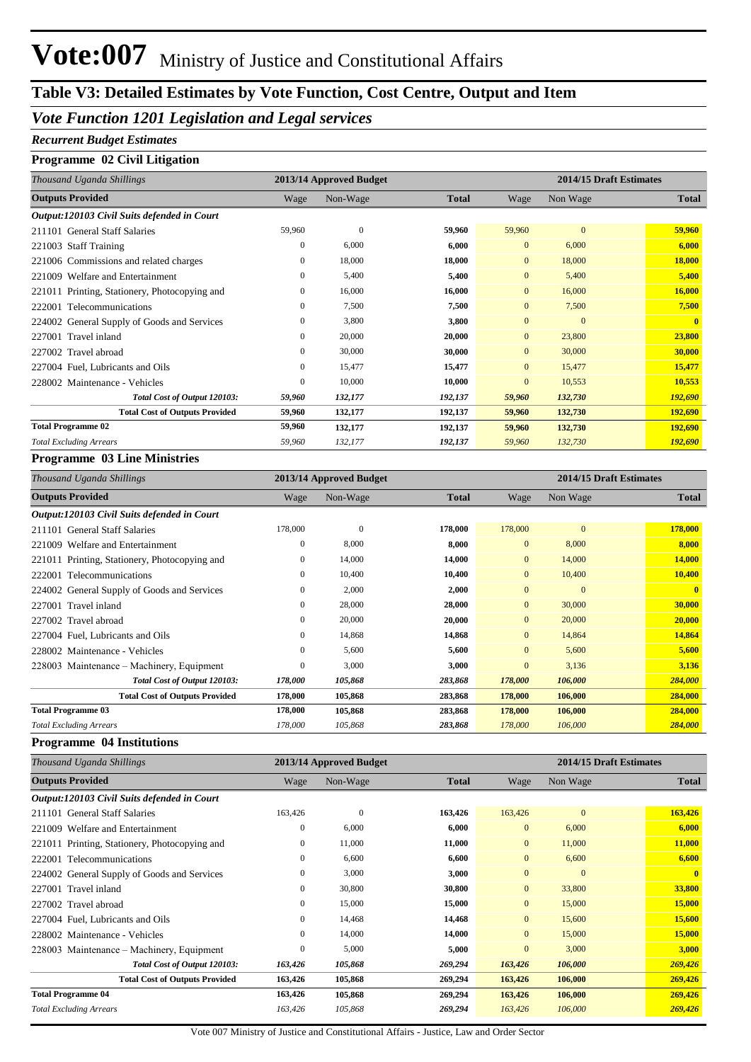# Vote:007 Ministry of Justice and Constitutional Affairs

## Table V3: Detailed Estimates by Vote Function, Cost Centre, Output and Item

### *Vote Function 1201 Legislation and Legal services*

*Recurrent Budget Estimates*

**Programme 02 Civil Litigation**

| *Thousand Uganda Shillings* | 2013/14 Approved Budget | | | 2014/15 Draft Estimates | | |
|---|---|---|---|---|---|---|
| **Outputs Provided** | Wage | Non-Wage | **Total** | Wage | Non Wage | **Total** |
| ***Output:120103 Civil Suits defended in Court*** | | | | | | |
| 211101 General Staff Salaries | 59,960 | 0 | **59,960** | 59,960 | 0 | **59,960** |
| 221003 Staff Training | 0 | 6,000 | **6,000** | 0 | 6,000 | **6,000** |
| 221006 Commissions and related charges | 0 | 18,000 | **18,000** | 0 | 18,000 | **18,000** |
| 221009 Welfare and Entertainment | 0 | 5,400 | **5,400** | 0 | 5,400 | **5,400** |
| 221011 Printing, Stationery, Photocopying and | 0 | 16,000 | **16,000** | 0 | 16,000 | **16,000** |
| 222001 Telecommunications | 0 | 7,500 | **7,500** | 0 | 7,500 | **7,500** |
| 224002 General Supply of Goods and Services | 0 | 3,800 | **3,800** | 0 | 0 | **0** |
| 227001 Travel inland | 0 | 20,000 | **20,000** | 0 | 23,800 | **23,800** |
| 227002 Travel abroad | 0 | 30,000 | **30,000** | 0 | 30,000 | **30,000** |
| 227004 Fuel, Lubricants and Oils | 0 | 15,477 | **15,477** | 0 | 15,477 | **15,477** |
| 228002 Maintenance - Vehicles | 0 | 10,000 | **10,000** | 0 | 10,553 | **10,553** |
| ***Total Cost of Output 120103:*** | ***59,960*** | ***132,177*** | ***192,137*** | ***59,960*** | ***132,730*** | ***192,690*** |
| **Total Cost of Outputs Provided** | **59,960** | **132,177** | **192,137** | **59,960** | **132,730** | **192,690** |
| **Total Programme 02** | **59,960** | **132,177** | **192,137** | **59,960** | **132,730** | **192,690** |
| *Total Excluding Arrears* | *59,960* | *132,177* | *192,137* | *59,960* | *132,730* | *192,690* |

**Programme 03 Line Ministries**

| *Thousand Uganda Shillings* | 2013/14 Approved Budget | | | 2014/15 Draft Estimates | | |
|---|---|---|---|---|---|---|
| **Outputs Provided** | Wage | Non-Wage | **Total** | Wage | Non Wage | **Total** |
| ***Output:120103 Civil Suits defended in Court*** | | | | | | |
| 211101 General Staff Salaries | 178,000 | 0 | **178,000** | 178,000 | 0 | **178,000** |
| 221009 Welfare and Entertainment | 0 | 8,000 | **8,000** | 0 | 8,000 | **8,000** |
| 221011 Printing, Stationery, Photocopying and | 0 | 14,000 | **14,000** | 0 | 14,000 | **14,000** |
| 222001 Telecommunications | 0 | 10,400 | **10,400** | 0 | 10,400 | **10,400** |
| 224002 General Supply of Goods and Services | 0 | 2,000 | **2,000** | 0 | 0 | **0** |
| 227001 Travel inland | 0 | 28,000 | **28,000** | 0 | 30,000 | **30,000** |
| 227002 Travel abroad | 0 | 20,000 | **20,000** | 0 | 20,000 | **20,000** |
| 227004 Fuel, Lubricants and Oils | 0 | 14,868 | **14,868** | 0 | 14,864 | **14,864** |
| 228002 Maintenance - Vehicles | 0 | 5,600 | **5,600** | 0 | 5,600 | **5,600** |
| 228003 Maintenance – Machinery, Equipment | 0 | 3,000 | **3,000** | 0 | 3,136 | **3,136** |
| ***Total Cost of Output 120103:*** | ***178,000*** | ***105,868*** | ***283,868*** | ***178,000*** | ***106,000*** | ***284,000*** |
| **Total Cost of Outputs Provided** | **178,000** | **105,868** | **283,868** | **178,000** | **106,000** | **284,000** |
| **Total Programme 03** | **178,000** | **105,868** | **283,868** | **178,000** | **106,000** | **284,000** |
| *Total Excluding Arrears* | *178,000* | *105,868* | *283,868* | *178,000* | *106,000* | *284,000* |

**Programme 04 Institutions**

| *Thousand Uganda Shillings* | 2013/14 Approved Budget | | | 2014/15 Draft Estimates | | |
|---|---|---|---|---|---|---|
| **Outputs Provided** | Wage | Non-Wage | **Total** | Wage | Non Wage | **Total** |
| ***Output:120103 Civil Suits defended in Court*** | | | | | | |
| 211101 General Staff Salaries | 163,426 | 0 | **163,426** | 163,426 | 0 | **163,426** |
| 221009 Welfare and Entertainment | 0 | 6,000 | **6,000** | 0 | 6,000 | **6,000** |
| 221011 Printing, Stationery, Photocopying and | 0 | 11,000 | **11,000** | 0 | 11,000 | **11,000** |
| 222001 Telecommunications | 0 | 6,600 | **6,600** | 0 | 6,600 | **6,600** |
| 224002 General Supply of Goods and Services | 0 | 3,000 | **3,000** | 0 | 0 | **0** |
| 227001 Travel inland | 0 | 30,800 | **30,800** | 0 | 33,800 | **33,800** |
| 227002 Travel abroad | 0 | 15,000 | **15,000** | 0 | 15,000 | **15,000** |
| 227004 Fuel, Lubricants and Oils | 0 | 14,468 | **14,468** | 0 | 15,600 | **15,600** |
| 228002 Maintenance - Vehicles | 0 | 14,000 | **14,000** | 0 | 15,000 | **15,000** |
| 228003 Maintenance – Machinery, Equipment | 0 | 5,000 | **5,000** | 0 | 3,000 | **3,000** |
| ***Total Cost of Output 120103:*** | ***163,426*** | ***105,868*** | ***269,294*** | ***163,426*** | ***106,000*** | ***269,426*** |
| **Total Cost of Outputs Provided** | **163,426** | **105,868** | **269,294** | **163,426** | **106,000** | **269,426** |
| **Total Programme 04** | **163,426** | **105,868** | **269,294** | **163,426** | **106,000** | **269,426** |
| *Total Excluding Arrears* | *163,426* | *105,868* | *269,294* | *163,426* | *106,000* | *269,426* |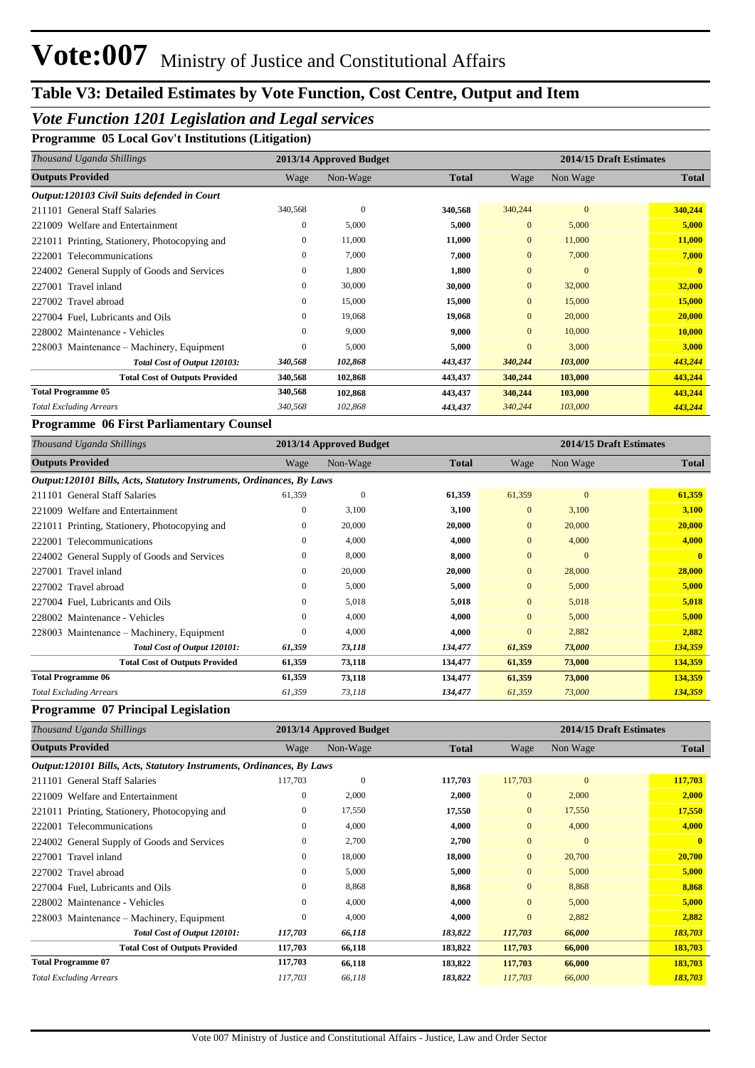# Vote:007 Ministry of Justice and Constitutional Affairs

## Table V3: Detailed Estimates by Vote Function, Cost Centre, Output and Item

### *Vote Function 1201 Legislation and Legal services*

**Programme 05 Local Gov't Institutions (Litigation)**

| *Thousand Uganda Shillings* | 2013/14 Approved Budget | | | 2014/15 Draft Estimates | | |
|---|---|---|---|---|---|---|
| **Outputs Provided** | Wage | Non-Wage | **Total** | Wage | Non Wage | **Total** |
| ***Output:120103 Civil Suits defended in Court*** | | | | | | |
| 211101 General Staff Salaries | 340,568 | 0 | **340,568** | 340,244 | 0 | **340,244** |
| 221009 Welfare and Entertainment | 0 | 5,000 | **5,000** | 0 | 5,000 | **5,000** |
| 221011 Printing, Stationery, Photocopying and | 0 | 11,000 | **11,000** | 0 | 11,000 | **11,000** |
| 222001 Telecommunications | 0 | 7,000 | **7,000** | 0 | 7,000 | **7,000** |
| 224002 General Supply of Goods and Services | 0 | 1,800 | **1,800** | 0 | 0 | **0** |
| 227001 Travel inland | 0 | 30,000 | **30,000** | 0 | 32,000 | **32,000** |
| 227002 Travel abroad | 0 | 15,000 | **15,000** | 0 | 15,000 | **15,000** |
| 227004 Fuel, Lubricants and Oils | 0 | 19,068 | **19,068** | 0 | 20,000 | **20,000** |
| 228002 Maintenance - Vehicles | 0 | 9,000 | **9,000** | 0 | 10,000 | **10,000** |
| 228003 Maintenance – Machinery, Equipment | 0 | 5,000 | **5,000** | 0 | 3,000 | **3,000** |
| ***Total Cost of Output 120103:*** | ***340,568*** | ***102,868*** | ***443,437*** | ***340,244*** | ***103,000*** | ***443,244*** |
| **Total Cost of Outputs Provided** | **340,568** | **102,868** | **443,437** | **340,244** | **103,000** | **443,244** |
| **Total Programme 05** | **340,568** | **102,868** | **443,437** | **340,244** | **103,000** | **443,244** |
| *Total Excluding Arrears* | *340,568* | *102,868* | ***443,437*** | *340,244* | *103,000* | ***443,244*** |

**Programme 06 First Parliamentary Counsel**

| *Thousand Uganda Shillings* | 2013/14 Approved Budget | | | 2014/15 Draft Estimates | | |
|---|---|---|---|---|---|---|
| **Outputs Provided** | Wage | Non-Wage | **Total** | Wage | Non Wage | **Total** |
| ***Output:120101 Bills, Acts, Statutory Instruments, Ordinances, By Laws*** | | | | | | |
| 211101 General Staff Salaries | 61,359 | 0 | **61,359** | 61,359 | 0 | **61,359** |
| 221009 Welfare and Entertainment | 0 | 3,100 | **3,100** | 0 | 3,100 | **3,100** |
| 221011 Printing, Stationery, Photocopying and | 0 | 20,000 | **20,000** | 0 | 20,000 | **20,000** |
| 222001 Telecommunications | 0 | 4,000 | **4,000** | 0 | 4,000 | **4,000** |
| 224002 General Supply of Goods and Services | 0 | 8,000 | **8,000** | 0 | 0 | **0** |
| 227001 Travel inland | 0 | 20,000 | **20,000** | 0 | 28,000 | **28,000** |
| 227002 Travel abroad | 0 | 5,000 | **5,000** | 0 | 5,000 | **5,000** |
| 227004 Fuel, Lubricants and Oils | 0 | 5,018 | **5,018** | 0 | 5,018 | **5,018** |
| 228002 Maintenance - Vehicles | 0 | 4,000 | **4,000** | 0 | 5,000 | **5,000** |
| 228003 Maintenance – Machinery, Equipment | 0 | 4,000 | **4,000** | 0 | 2,882 | **2,882** |
| ***Total Cost of Output 120101:*** | ***61,359*** | ***73,118*** | ***134,477*** | ***61,359*** | ***73,000*** | ***134,359*** |
| **Total Cost of Outputs Provided** | **61,359** | **73,118** | **134,477** | **61,359** | **73,000** | **134,359** |
| **Total Programme 06** | **61,359** | **73,118** | **134,477** | **61,359** | **73,000** | **134,359** |
| *Total Excluding Arrears* | *61,359* | *73,118* | ***134,477*** | *61,359* | *73,000* | ***134,359*** |

**Programme 07 Principal Legislation**

| *Thousand Uganda Shillings* | 2013/14 Approved Budget | | | 2014/15 Draft Estimates | | |
|---|---|---|---|---|---|---|
| **Outputs Provided** | Wage | Non-Wage | **Total** | Wage | Non Wage | **Total** |
| ***Output:120101 Bills, Acts, Statutory Instruments, Ordinances, By Laws*** | | | | | | |
| 211101 General Staff Salaries | 117,703 | 0 | **117,703** | 117,703 | 0 | **117,703** |
| 221009 Welfare and Entertainment | 0 | 2,000 | **2,000** | 0 | 2,000 | **2,000** |
| 221011 Printing, Stationery, Photocopying and | 0 | 17,550 | **17,550** | 0 | 17,550 | **17,550** |
| 222001 Telecommunications | 0 | 4,000 | **4,000** | 0 | 4,000 | **4,000** |
| 224002 General Supply of Goods and Services | 0 | 2,700 | **2,700** | 0 | 0 | **0** |
| 227001 Travel inland | 0 | 18,000 | **18,000** | 0 | 20,700 | **20,700** |
| 227002 Travel abroad | 0 | 5,000 | **5,000** | 0 | 5,000 | **5,000** |
| 227004 Fuel, Lubricants and Oils | 0 | 8,868 | **8,868** | 0 | 8,868 | **8,868** |
| 228002 Maintenance - Vehicles | 0 | 4,000 | **4,000** | 0 | 5,000 | **5,000** |
| 228003 Maintenance – Machinery, Equipment | 0 | 4,000 | **4,000** | 0 | 2,882 | **2,882** |
| ***Total Cost of Output 120101:*** | ***117,703*** | ***66,118*** | ***183,822*** | ***117,703*** | ***66,000*** | ***183,703*** |
| **Total Cost of Outputs Provided** | **117,703** | **66,118** | **183,822** | **117,703** | **66,000** | **183,703** |
| **Total Programme 07** | **117,703** | **66,118** | **183,822** | **117,703** | **66,000** | **183,703** |
| *Total Excluding Arrears* | *117,703* | *66,118* | ***183,822*** | *117,703* | *66,000* | ***183,703*** |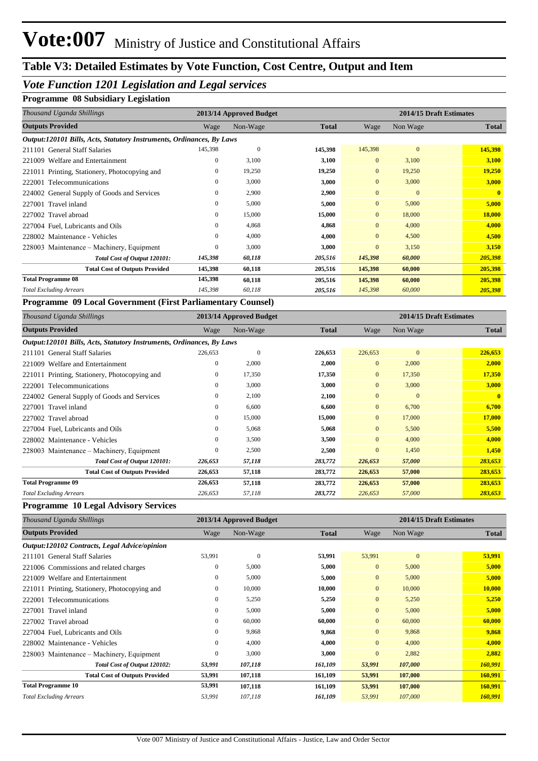# Vote:007 Ministry of Justice and Constitutional Affairs

## Table V3: Detailed Estimates by Vote Function, Cost Centre, Output and Item

### *Vote Function 1201 Legislation and Legal services*

#### Programme 08 Subsidiary Legislation

| *Thousand Uganda Shillings* | 2013/14 Approved Budget | | | 2014/15 Draft Estimates | | |
|---|---|---|---|---|---|---|
| **Outputs Provided** | Wage | Non-Wage | **Total** | Wage | Non Wage | **Total** |
| ***Output:120101 Bills, Acts, Statutory Instruments, Ordinances, By Laws*** | | | | | | |
| 211101 General Staff Salaries | 145,398 | 0 | **145,398** | 145,398 | 0 | **145,398** |
| 221009 Welfare and Entertainment | 0 | 3,100 | **3,100** | 0 | 3,100 | **3,100** |
| 221011 Printing, Stationery, Photocopying and | 0 | 19,250 | **19,250** | 0 | 19,250 | **19,250** |
| 222001 Telecommunications | 0 | 3,000 | **3,000** | 0 | 3,000 | **3,000** |
| 224002 General Supply of Goods and Services | 0 | 2,900 | **2,900** | 0 | 0 | **0** |
| 227001 Travel inland | 0 | 5,000 | **5,000** | 0 | 5,000 | **5,000** |
| 227002 Travel abroad | 0 | 15,000 | **15,000** | 0 | 18,000 | **18,000** |
| 227004 Fuel, Lubricants and Oils | 0 | 4,868 | **4,868** | 0 | 4,000 | **4,000** |
| 228002 Maintenance - Vehicles | 0 | 4,000 | **4,000** | 0 | 4,500 | **4,500** |
| 228003 Maintenance – Machinery, Equipment | 0 | 3,000 | **3,000** | 0 | 3,150 | **3,150** |
| ***Total Cost of Output 120101:*** | ***145,398*** | ***60,118*** | ***205,516*** | ***145,398*** | ***60,000*** | ***205,398*** |
| **Total Cost of Outputs Provided** | **145,398** | **60,118** | **205,516** | **145,398** | **60,000** | **205,398** |
| **Total Programme 08** | **145,398** | **60,118** | **205,516** | **145,398** | **60,000** | **205,398** |
| *Total Excluding Arrears* | *145,398* | *60,118* | ***205,516*** | *145,398* | *60,000* | ***205,398*** |

#### Programme 09 Local Government (First Parliamentary Counsel)

| *Thousand Uganda Shillings* | 2013/14 Approved Budget | | | 2014/15 Draft Estimates | | |
|---|---|---|---|---|---|---|
| **Outputs Provided** | Wage | Non-Wage | **Total** | Wage | Non Wage | **Total** |
| ***Output:120101 Bills, Acts, Statutory Instruments, Ordinances, By Laws*** | | | | | | |
| 211101 General Staff Salaries | 226,653 | 0 | **226,653** | 226,653 | 0 | **226,653** |
| 221009 Welfare and Entertainment | 0 | 2,000 | **2,000** | 0 | 2,000 | **2,000** |
| 221011 Printing, Stationery, Photocopying and | 0 | 17,350 | **17,350** | 0 | 17,350 | **17,350** |
| 222001 Telecommunications | 0 | 3,000 | **3,000** | 0 | 3,000 | **3,000** |
| 224002 General Supply of Goods and Services | 0 | 2,100 | **2,100** | 0 | 0 | **0** |
| 227001 Travel inland | 0 | 6,600 | **6,600** | 0 | 6,700 | **6,700** |
| 227002 Travel abroad | 0 | 15,000 | **15,000** | 0 | 17,000 | **17,000** |
| 227004 Fuel, Lubricants and Oils | 0 | 5,068 | **5,068** | 0 | 5,500 | **5,500** |
| 228002 Maintenance - Vehicles | 0 | 3,500 | **3,500** | 0 | 4,000 | **4,000** |
| 228003 Maintenance – Machinery, Equipment | 0 | 2,500 | **2,500** | 0 | 1,450 | **1,450** |
| ***Total Cost of Output 120101:*** | ***226,653*** | ***57,118*** | ***283,772*** | ***226,653*** | ***57,000*** | ***283,653*** |
| **Total Cost of Outputs Provided** | **226,653** | **57,118** | **283,772** | **226,653** | **57,000** | **283,653** |
| **Total Programme 09** | **226,653** | **57,118** | **283,772** | **226,653** | **57,000** | **283,653** |
| *Total Excluding Arrears* | *226,653* | *57,118* | ***283,772*** | *226,653* | *57,000* | ***283,653*** |

#### Programme 10 Legal Advisory Services

| *Thousand Uganda Shillings* | 2013/14 Approved Budget | | | 2014/15 Draft Estimates | | |
|---|---|---|---|---|---|---|
| **Outputs Provided** | Wage | Non-Wage | **Total** | Wage | Non Wage | **Total** |
| ***Output:120102 Contracts, Legal Advice/opinion*** | | | | | | |
| 211101 General Staff Salaries | 53,991 | 0 | **53,991** | 53,991 | 0 | **53,991** |
| 221006 Commissions and related charges | 0 | 5,000 | **5,000** | 0 | 5,000 | **5,000** |
| 221009 Welfare and Entertainment | 0 | 5,000 | **5,000** | 0 | 5,000 | **5,000** |
| 221011 Printing, Stationery, Photocopying and | 0 | 10,000 | **10,000** | 0 | 10,000 | **10,000** |
| 222001 Telecommunications | 0 | 5,250 | **5,250** | 0 | 5,250 | **5,250** |
| 227001 Travel inland | 0 | 5,000 | **5,000** | 0 | 5,000 | **5,000** |
| 227002 Travel abroad | 0 | 60,000 | **60,000** | 0 | 60,000 | **60,000** |
| 227004 Fuel, Lubricants and Oils | 0 | 9,868 | **9,868** | 0 | 9,868 | **9,868** |
| 228002 Maintenance - Vehicles | 0 | 4,000 | **4,000** | 0 | 4,000 | **4,000** |
| 228003 Maintenance – Machinery, Equipment | 0 | 3,000 | **3,000** | 0 | 2,882 | **2,882** |
| ***Total Cost of Output 120102:*** | ***53,991*** | ***107,118*** | ***161,109*** | ***53,991*** | ***107,000*** | ***160,991*** |
| **Total Cost of Outputs Provided** | **53,991** | **107,118** | **161,109** | **53,991** | **107,000** | **160,991** |
| **Total Programme 10** | **53,991** | **107,118** | **161,109** | **53,991** | **107,000** | **160,991** |
| *Total Excluding Arrears* | *53,991* | *107,118* | ***161,109*** | *53,991* | *107,000* | ***160,991*** |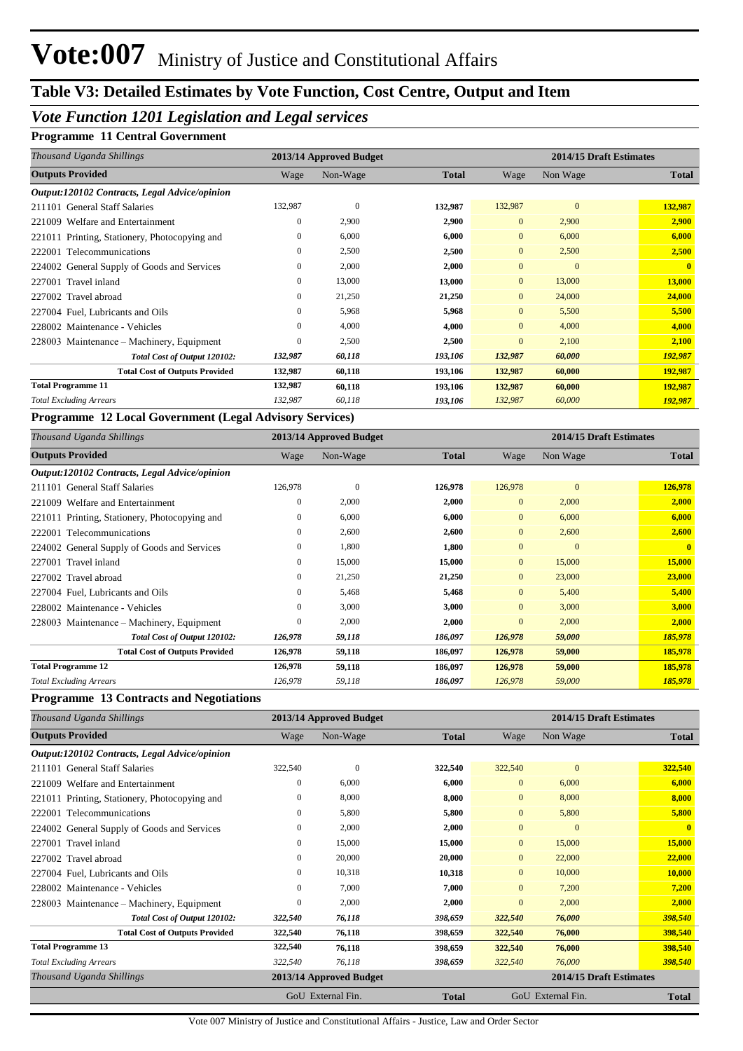# Vote:007 Ministry of Justice and Constitutional Affairs

## Table V3: Detailed Estimates by Vote Function, Cost Centre, Output and Item

### *Vote Function 1201 Legislation and Legal services*

**Programme 11 Central Government**

| *Thousand Uganda Shillings* | 2013/14 Approved Budget | | | 2014/15 Draft Estimates | | |
|---|---|---|---|---|---|---|
| **Outputs Provided** | Wage | Non-Wage | **Total** | Wage | Non Wage | **Total** |
| ***Output:120102 Contracts, Legal Advice/opinion*** | | | | | | |
| 211101 General Staff Salaries | 132,987 | 0 | **132,987** | 132,987 | 0 | **132,987** |
| 221009 Welfare and Entertainment | 0 | 2,900 | **2,900** | 0 | 2,900 | **2,900** |
| 221011 Printing, Stationery, Photocopying and | 0 | 6,000 | **6,000** | 0 | 6,000 | **6,000** |
| 222001 Telecommunications | 0 | 2,500 | **2,500** | 0 | 2,500 | **2,500** |
| 224002 General Supply of Goods and Services | 0 | 2,000 | **2,000** | 0 | 0 | **0** |
| 227001 Travel inland | 0 | 13,000 | **13,000** | 0 | 13,000 | **13,000** |
| 227002 Travel abroad | 0 | 21,250 | **21,250** | 0 | 24,000 | **24,000** |
| 227004 Fuel, Lubricants and Oils | 0 | 5,968 | **5,968** | 0 | 5,500 | **5,500** |
| 228002 Maintenance - Vehicles | 0 | 4,000 | **4,000** | 0 | 4,000 | **4,000** |
| 228003 Maintenance – Machinery, Equipment | 0 | 2,500 | **2,500** | 0 | 2,100 | **2,100** |
| ***Total Cost of Output 120102:*** | ***132,987*** | ***60,118*** | ***193,106*** | ***132,987*** | ***60,000*** | ***192,987*** |
| **Total Cost of Outputs Provided** | **132,987** | **60,118** | **193,106** | **132,987** | **60,000** | **192,987** |
| **Total Programme 11** | **132,987** | **60,118** | **193,106** | **132,987** | **60,000** | **192,987** |
| *Total Excluding Arrears* | *132,987* | *60,118* | ***193,106*** | *132,987* | *60,000* | ***192,987*** |

**Programme 12 Local Government (Legal Advisory Services)**

| *Thousand Uganda Shillings* | 2013/14 Approved Budget | | | 2014/15 Draft Estimates | | |
|---|---|---|---|---|---|---|
| **Outputs Provided** | Wage | Non-Wage | **Total** | Wage | Non Wage | **Total** |
| ***Output:120102 Contracts, Legal Advice/opinion*** | | | | | | |
| 211101 General Staff Salaries | 126,978 | 0 | **126,978** | 126,978 | 0 | **126,978** |
| 221009 Welfare and Entertainment | 0 | 2,000 | **2,000** | 0 | 2,000 | **2,000** |
| 221011 Printing, Stationery, Photocopying and | 0 | 6,000 | **6,000** | 0 | 6,000 | **6,000** |
| 222001 Telecommunications | 0 | 2,600 | **2,600** | 0 | 2,600 | **2,600** |
| 224002 General Supply of Goods and Services | 0 | 1,800 | **1,800** | 0 | 0 | **0** |
| 227001 Travel inland | 0 | 15,000 | **15,000** | 0 | 15,000 | **15,000** |
| 227002 Travel abroad | 0 | 21,250 | **21,250** | 0 | 23,000 | **23,000** |
| 227004 Fuel, Lubricants and Oils | 0 | 5,468 | **5,468** | 0 | 5,400 | **5,400** |
| 228002 Maintenance - Vehicles | 0 | 3,000 | **3,000** | 0 | 3,000 | **3,000** |
| 228003 Maintenance – Machinery, Equipment | 0 | 2,000 | **2,000** | 0 | 2,000 | **2,000** |
| ***Total Cost of Output 120102:*** | ***126,978*** | ***59,118*** | ***186,097*** | ***126,978*** | ***59,000*** | ***185,978*** |
| **Total Cost of Outputs Provided** | **126,978** | **59,118** | **186,097** | **126,978** | **59,000** | **185,978** |
| **Total Programme 12** | **126,978** | **59,118** | **186,097** | **126,978** | **59,000** | **185,978** |
| *Total Excluding Arrears* | *126,978* | *59,118* | ***186,097*** | *126,978* | *59,000* | ***185,978*** |

**Programme 13 Contracts and Negotiations**

| *Thousand Uganda Shillings* | 2013/14 Approved Budget | | | 2014/15 Draft Estimates | | |
|---|---|---|---|---|---|---|
| **Outputs Provided** | Wage | Non-Wage | **Total** | Wage | Non Wage | **Total** |
| ***Output:120102 Contracts, Legal Advice/opinion*** | | | | | | |
| 211101 General Staff Salaries | 322,540 | 0 | **322,540** | 322,540 | 0 | **322,540** |
| 221009 Welfare and Entertainment | 0 | 6,000 | **6,000** | 0 | 6,000 | **6,000** |
| 221011 Printing, Stationery, Photocopying and | 0 | 8,000 | **8,000** | 0 | 8,000 | **8,000** |
| 222001 Telecommunications | 0 | 5,800 | **5,800** | 0 | 5,800 | **5,800** |
| 224002 General Supply of Goods and Services | 0 | 2,000 | **2,000** | 0 | 0 | **0** |
| 227001 Travel inland | 0 | 15,000 | **15,000** | 0 | 15,000 | **15,000** |
| 227002 Travel abroad | 0 | 20,000 | **20,000** | 0 | 22,000 | **22,000** |
| 227004 Fuel, Lubricants and Oils | 0 | 10,318 | **10,318** | 0 | 10,000 | **10,000** |
| 228002 Maintenance - Vehicles | 0 | 7,000 | **7,000** | 0 | 7,200 | **7,200** |
| 228003 Maintenance – Machinery, Equipment | 0 | 2,000 | **2,000** | 0 | 2,000 | **2,000** |
| ***Total Cost of Output 120102:*** | ***322,540*** | ***76,118*** | ***398,659*** | ***322,540*** | ***76,000*** | ***398,540*** |
| **Total Cost of Outputs Provided** | **322,540** | **76,118** | **398,659** | **322,540** | **76,000** | **398,540** |
| **Total Programme 13** | **322,540** | **76,118** | **398,659** | **322,540** | **76,000** | **398,540** |
| *Total Excluding Arrears* | *322,540* | *76,118* | ***398,659*** | *322,540* | *76,000* | ***398,540*** |
| *Thousand Uganda Shillings* | 2013/14 Approved Budget | | | 2014/15 Draft Estimates | | |
| | GoU | External Fin. | **Total** | GoU | External Fin. | **Total** |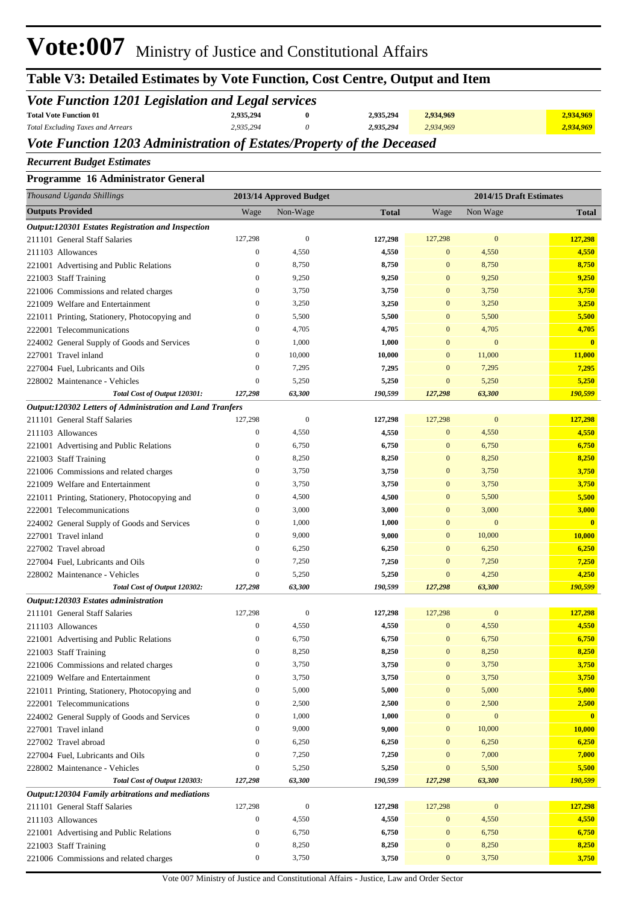# Vote:007 Ministry of Justice and Constitutional Affairs

## Table V3: Detailed Estimates by Vote Function, Cost Centre, Output and Item

### *Vote Function 1201 Legislation and Legal services*

| | | | | | | |
|---|---|---|---|---|---|---|
| **Total Vote Function 01** | **2,935,294** | **0** | **2,935,294** | **2,934,969** | | **2,934,969** |
| *Total Excluding Taxes and Arrears* | *2,935,294* | *0* | *2,935,294* | *2,934,969* | | *2,934,969* |

### *Vote Function 1203 Administration of Estates/Property of the Deceased*

*Recurrent Budget Estimates*

**Programme 16 Administrator General**

| *Thousand Uganda Shillings* | 2013/14 Approved Budget | | | 2014/15 Draft Estimates | | |
|---|---|---|---|---|---|---|
| **Outputs Provided** | Wage | Non-Wage | **Total** | Wage | Non Wage | **Total** |
| ***Output:120301 Estates Registration and Inspection*** | | | | | | |
| 211101 General Staff Salaries | 127,298 | 0 | **127,298** | 127,298 | 0 | **127,298** |
| 211103 Allowances | 0 | 4,550 | **4,550** | 0 | 4,550 | **4,550** |
| 221001 Advertising and Public Relations | 0 | 8,750 | **8,750** | 0 | 8,750 | **8,750** |
| 221003 Staff Training | 0 | 9,250 | **9,250** | 0 | 9,250 | **9,250** |
| 221006 Commissions and related charges | 0 | 3,750 | **3,750** | 0 | 3,750 | **3,750** |
| 221009 Welfare and Entertainment | 0 | 3,250 | **3,250** | 0 | 3,250 | **3,250** |
| 221011 Printing, Stationery, Photocopying and | 0 | 5,500 | **5,500** | 0 | 5,500 | **5,500** |
| 222001 Telecommunications | 0 | 4,705 | **4,705** | 0 | 4,705 | **4,705** |
| 224002 General Supply of Goods and Services | 0 | 1,000 | **1,000** | 0 | 0 | **0** |
| 227001 Travel inland | 0 | 10,000 | **10,000** | 0 | 11,000 | **11,000** |
| 227004 Fuel, Lubricants and Oils | 0 | 7,295 | **7,295** | 0 | 7,295 | **7,295** |
| 228002 Maintenance - Vehicles | 0 | 5,250 | **5,250** | 0 | 5,250 | **5,250** |
| ***Total Cost of Output 120301:*** | ***127,298*** | ***63,300*** | ***190,599*** | ***127,298*** | ***63,300*** | ***190,599*** |
| ***Output:120302 Letters of Administration and Land Tranfers*** | | | | | | |
| 211101 General Staff Salaries | 127,298 | 0 | **127,298** | 127,298 | 0 | **127,298** |
| 211103 Allowances | 0 | 4,550 | **4,550** | 0 | 4,550 | **4,550** |
| 221001 Advertising and Public Relations | 0 | 6,750 | **6,750** | 0 | 6,750 | **6,750** |
| 221003 Staff Training | 0 | 8,250 | **8,250** | 0 | 8,250 | **8,250** |
| 221006 Commissions and related charges | 0 | 3,750 | **3,750** | 0 | 3,750 | **3,750** |
| 221009 Welfare and Entertainment | 0 | 3,750 | **3,750** | 0 | 3,750 | **3,750** |
| 221011 Printing, Stationery, Photocopying and | 0 | 4,500 | **4,500** | 0 | 5,500 | **5,500** |
| 222001 Telecommunications | 0 | 3,000 | **3,000** | 0 | 3,000 | **3,000** |
| 224002 General Supply of Goods and Services | 0 | 1,000 | **1,000** | 0 | 0 | **0** |
| 227001 Travel inland | 0 | 9,000 | **9,000** | 0 | 10,000 | **10,000** |
| 227002 Travel abroad | 0 | 6,250 | **6,250** | 0 | 6,250 | **6,250** |
| 227004 Fuel, Lubricants and Oils | 0 | 7,250 | **7,250** | 0 | 7,250 | **7,250** |
| 228002 Maintenance - Vehicles | 0 | 5,250 | **5,250** | 0 | 4,250 | **4,250** |
| ***Total Cost of Output 120302:*** | ***127,298*** | ***63,300*** | ***190,599*** | ***127,298*** | ***63,300*** | ***190,599*** |
| ***Output:120303 Estates administration*** | | | | | | |
| 211101 General Staff Salaries | 127,298 | 0 | **127,298** | 127,298 | 0 | **127,298** |
| 211103 Allowances | 0 | 4,550 | **4,550** | 0 | 4,550 | **4,550** |
| 221001 Advertising and Public Relations | 0 | 6,750 | **6,750** | 0 | 6,750 | **6,750** |
| 221003 Staff Training | 0 | 8,250 | **8,250** | 0 | 8,250 | **8,250** |
| 221006 Commissions and related charges | 0 | 3,750 | **3,750** | 0 | 3,750 | **3,750** |
| 221009 Welfare and Entertainment | 0 | 3,750 | **3,750** | 0 | 3,750 | **3,750** |
| 221011 Printing, Stationery, Photocopying and | 0 | 5,000 | **5,000** | 0 | 5,000 | **5,000** |
| 222001 Telecommunications | 0 | 2,500 | **2,500** | 0 | 2,500 | **2,500** |
| 224002 General Supply of Goods and Services | 0 | 1,000 | **1,000** | 0 | 0 | **0** |
| 227001 Travel inland | 0 | 9,000 | **9,000** | 0 | 10,000 | **10,000** |
| 227002 Travel abroad | 0 | 6,250 | **6,250** | 0 | 6,250 | **6,250** |
| 227004 Fuel, Lubricants and Oils | 0 | 7,250 | **7,250** | 0 | 7,000 | **7,000** |
| 228002 Maintenance - Vehicles | 0 | 5,250 | **5,250** | 0 | 5,500 | **5,500** |
| ***Total Cost of Output 120303:*** | ***127,298*** | ***63,300*** | ***190,599*** | ***127,298*** | ***63,300*** | ***190,599*** |
| ***Output:120304 Family arbitrations and mediations*** | | | | | | |
| 211101 General Staff Salaries | 127,298 | 0 | **127,298** | 127,298 | 0 | **127,298** |
| 211103 Allowances | 0 | 4,550 | **4,550** | 0 | 4,550 | **4,550** |
| 221001 Advertising and Public Relations | 0 | 6,750 | **6,750** | 0 | 6,750 | **6,750** |
| 221003 Staff Training | 0 | 8,250 | **8,250** | 0 | 8,250 | **8,250** |
| 221006 Commissions and related charges | 0 | 3,750 | **3,750** | 0 | 3,750 | **3,750** |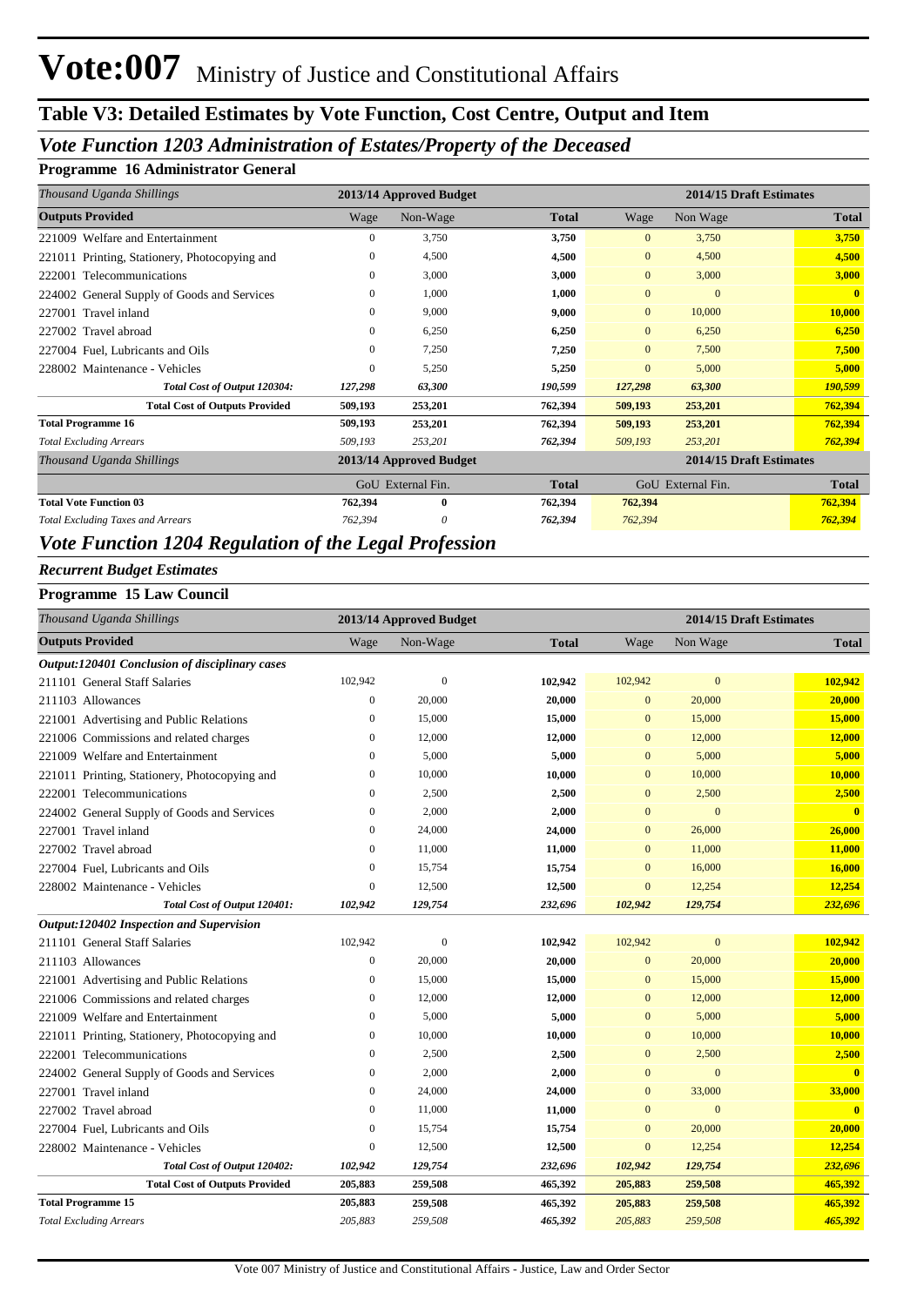# Vote:007 Ministry of Justice and Constitutional Affairs

## Table V3: Detailed Estimates by Vote Function, Cost Centre, Output and Item

### *Vote Function 1203 Administration of Estates/Property of the Deceased*

**Programme 16 Administrator General**

| *Thousand Uganda Shillings* | 2013/14 Approved Budget | | | 2014/15 Draft Estimates | | |
|---|---|---|---|---|---|---|
| **Outputs Provided** | Wage | Non-Wage | **Total** | Wage | Non Wage | **Total** |
| 221009 Welfare and Entertainment | 0 | 3,750 | **3,750** | 0 | 3,750 | **3,750** |
| 221011 Printing, Stationery, Photocopying and | 0 | 4,500 | **4,500** | 0 | 4,500 | **4,500** |
| 222001 Telecommunications | 0 | 3,000 | **3,000** | 0 | 3,000 | **3,000** |
| 224002 General Supply of Goods and Services | 0 | 1,000 | **1,000** | 0 | 0 | **0** |
| 227001 Travel inland | 0 | 9,000 | **9,000** | 0 | 10,000 | **10,000** |
| 227002 Travel abroad | 0 | 6,250 | **6,250** | 0 | 6,250 | **6,250** |
| 227004 Fuel, Lubricants and Oils | 0 | 7,250 | **7,250** | 0 | 7,500 | **7,500** |
| 228002 Maintenance - Vehicles | 0 | 5,250 | **5,250** | 0 | 5,000 | **5,000** |
| ***Total Cost of Output 120304:*** | ***127,298*** | ***63,300*** | ***190,599*** | ***127,298*** | ***63,300*** | ***190,599*** |
| **Total Cost of Outputs Provided** | **509,193** | **253,201** | **762,394** | **509,193** | **253,201** | **762,394** |
| **Total Programme 16** | **509,193** | **253,201** | **762,394** | **509,193** | **253,201** | **762,394** |
| *Total Excluding Arrears* | *509,193* | *253,201* | *762,394* | *509,193* | *253,201* | *762,394* |
| *Thousand Uganda Shillings* | 2013/14 Approved Budget | | | 2014/15 Draft Estimates | | |
| | GoU | External Fin. | **Total** | GoU | External Fin. | **Total** |
| **Total Vote Function 03** | **762,394** | **0** | **762,394** | **762,394** | | **762,394** |
| *Total Excluding Taxes and Arrears* | *762,394* | *0* | *762,394* | *762,394* | | *762,394* |

### *Vote Function 1204 Regulation of the Legal Profession*

***Recurrent Budget Estimates***

**Programme 15 Law Council**

| *Thousand Uganda Shillings* | 2013/14 Approved Budget | | | 2014/15 Draft Estimates | | |
|---|---|---|---|---|---|---|
| **Outputs Provided** | Wage | Non-Wage | **Total** | Wage | Non Wage | **Total** |
| ***Output:120401 Conclusion of disciplinary cases*** | | | | | | |
| 211101 General Staff Salaries | 102,942 | 0 | **102,942** | 102,942 | 0 | **102,942** |
| 211103 Allowances | 0 | 20,000 | **20,000** | 0 | 20,000 | **20,000** |
| 221001 Advertising and Public Relations | 0 | 15,000 | **15,000** | 0 | 15,000 | **15,000** |
| 221006 Commissions and related charges | 0 | 12,000 | **12,000** | 0 | 12,000 | **12,000** |
| 221009 Welfare and Entertainment | 0 | 5,000 | **5,000** | 0 | 5,000 | **5,000** |
| 221011 Printing, Stationery, Photocopying and | 0 | 10,000 | **10,000** | 0 | 10,000 | **10,000** |
| 222001 Telecommunications | 0 | 2,500 | **2,500** | 0 | 2,500 | **2,500** |
| 224002 General Supply of Goods and Services | 0 | 2,000 | **2,000** | 0 | 0 | **0** |
| 227001 Travel inland | 0 | 24,000 | **24,000** | 0 | 26,000 | **26,000** |
| 227002 Travel abroad | 0 | 11,000 | **11,000** | 0 | 11,000 | **11,000** |
| 227004 Fuel, Lubricants and Oils | 0 | 15,754 | **15,754** | 0 | 16,000 | **16,000** |
| 228002 Maintenance - Vehicles | 0 | 12,500 | **12,500** | 0 | 12,254 | **12,254** |
| ***Total Cost of Output 120401:*** | ***102,942*** | ***129,754*** | ***232,696*** | ***102,942*** | ***129,754*** | ***232,696*** |
| ***Output:120402 Inspection and Supervision*** | | | | | | |
| 211101 General Staff Salaries | 102,942 | 0 | **102,942** | 102,942 | 0 | **102,942** |
| 211103 Allowances | 0 | 20,000 | **20,000** | 0 | 20,000 | **20,000** |
| 221001 Advertising and Public Relations | 0 | 15,000 | **15,000** | 0 | 15,000 | **15,000** |
| 221006 Commissions and related charges | 0 | 12,000 | **12,000** | 0 | 12,000 | **12,000** |
| 221009 Welfare and Entertainment | 0 | 5,000 | **5,000** | 0 | 5,000 | **5,000** |
| 221011 Printing, Stationery, Photocopying and | 0 | 10,000 | **10,000** | 0 | 10,000 | **10,000** |
| 222001 Telecommunications | 0 | 2,500 | **2,500** | 0 | 2,500 | **2,500** |
| 224002 General Supply of Goods and Services | 0 | 2,000 | **2,000** | 0 | 0 | **0** |
| 227001 Travel inland | 0 | 24,000 | **24,000** | 0 | 33,000 | **33,000** |
| 227002 Travel abroad | 0 | 11,000 | **11,000** | 0 | 0 | **0** |
| 227004 Fuel, Lubricants and Oils | 0 | 15,754 | **15,754** | 0 | 20,000 | **20,000** |
| 228002 Maintenance - Vehicles | 0 | 12,500 | **12,500** | 0 | 12,254 | **12,254** |
| ***Total Cost of Output 120402:*** | ***102,942*** | ***129,754*** | ***232,696*** | ***102,942*** | ***129,754*** | ***232,696*** |
| **Total Cost of Outputs Provided** | **205,883** | **259,508** | **465,392** | **205,883** | **259,508** | **465,392** |
| **Total Programme 15** | **205,883** | **259,508** | **465,392** | **205,883** | **259,508** | **465,392** |
| *Total Excluding Arrears* | *205,883* | *259,508* | *465,392* | *205,883* | *259,508* | *465,392* |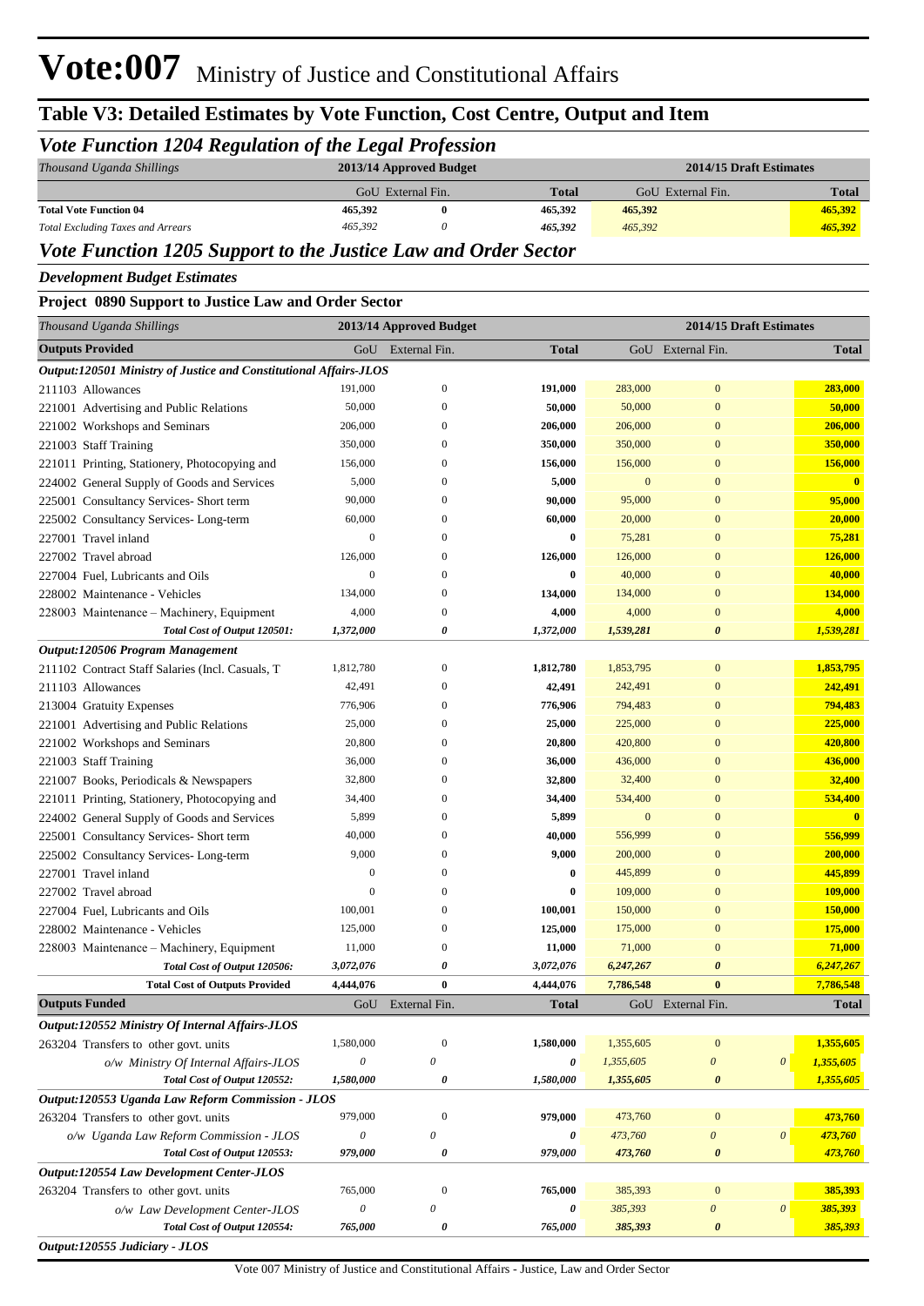# Vote:007 Ministry of Justice and Constitutional Affairs

## Table V3: Detailed Estimates by Vote Function, Cost Centre, Output and Item

### *Vote Function 1204 Regulation of the Legal Profession*

| *Thousand Uganda Shillings* | 2013/14 Approved Budget | | | 2014/15 Draft Estimates | | |
|---|---|---|---|---|---|---|
| | GoU | External Fin. | Total | GoU | External Fin. | Total |
| **Total Vote Function 04** | **465,392** | **0** | **465,392** | **465,392** | | **465,392** |
| *Total Excluding Taxes and Arrears* | *465,392* | *0* | *465,392* | *465,392* | | *465,392* |

### *Vote Function 1205 Support to the Justice Law and Order Sector*

***Development Budget Estimates***

**Project 0890 Support to Justice Law and Order Sector**

| *Thousand Uganda Shillings* | 2013/14 Approved Budget | | | 2014/15 Draft Estimates | | | |
|---|---|---|---|---|---|---|---|
| **Outputs Provided** | GoU | External Fin. | **Total** | GoU | External Fin. | | **Total** |
| ***Output:120501 Ministry of Justice and Constitutional Affairs-JLOS*** | | | | | | | |
| 211103 Allowances | 191,000 | 0 | **191,000** | 283,000 | 0 | | **283,000** |
| 221001 Advertising and Public Relations | 50,000 | 0 | **50,000** | 50,000 | 0 | | **50,000** |
| 221002 Workshops and Seminars | 206,000 | 0 | **206,000** | 206,000 | 0 | | **206,000** |
| 221003 Staff Training | 350,000 | 0 | **350,000** | 350,000 | 0 | | **350,000** |
| 221011 Printing, Stationery, Photocopying and | 156,000 | 0 | **156,000** | 156,000 | 0 | | **156,000** |
| 224002 General Supply of Goods and Services | 5,000 | 0 | **5,000** | 0 | 0 | | **0** |
| 225001 Consultancy Services- Short term | 90,000 | 0 | **90,000** | 95,000 | 0 | | **95,000** |
| 225002 Consultancy Services- Long-term | 60,000 | 0 | **60,000** | 20,000 | 0 | | **20,000** |
| 227001 Travel inland | 0 | 0 | **0** | 75,281 | 0 | | **75,281** |
| 227002 Travel abroad | 126,000 | 0 | **126,000** | 126,000 | 0 | | **126,000** |
| 227004 Fuel, Lubricants and Oils | 0 | 0 | **0** | 40,000 | 0 | | **40,000** |
| 228002 Maintenance - Vehicles | 134,000 | 0 | **134,000** | 134,000 | 0 | | **134,000** |
| 228003 Maintenance – Machinery, Equipment | 4,000 | 0 | **4,000** | 4,000 | 0 | | **4,000** |
| ***Total Cost of Output 120501:*** | ***1,372,000*** | ***0*** | ***1,372,000*** | ***1,539,281*** | ***0*** | | ***1,539,281*** |
| ***Output:120506 Program Management*** | | | | | | | |
| 211102 Contract Staff Salaries (Incl. Casuals, T | 1,812,780 | 0 | **1,812,780** | 1,853,795 | 0 | | **1,853,795** |
| 211103 Allowances | 42,491 | 0 | **42,491** | 242,491 | 0 | | **242,491** |
| 213004 Gratuity Expenses | 776,906 | 0 | **776,906** | 794,483 | 0 | | **794,483** |
| 221001 Advertising and Public Relations | 25,000 | 0 | **25,000** | 225,000 | 0 | | **225,000** |
| 221002 Workshops and Seminars | 20,800 | 0 | **20,800** | 420,800 | 0 | | **420,800** |
| 221003 Staff Training | 36,000 | 0 | **36,000** | 436,000 | 0 | | **436,000** |
| 221007 Books, Periodicals & Newspapers | 32,800 | 0 | **32,800** | 32,400 | 0 | | **32,400** |
| 221011 Printing, Stationery, Photocopying and | 34,400 | 0 | **34,400** | 534,400 | 0 | | **534,400** |
| 224002 General Supply of Goods and Services | 5,899 | 0 | **5,899** | 0 | 0 | | **0** |
| 225001 Consultancy Services- Short term | 40,000 | 0 | **40,000** | 556,999 | 0 | | **556,999** |
| 225002 Consultancy Services- Long-term | 9,000 | 0 | **9,000** | 200,000 | 0 | | **200,000** |
| 227001 Travel inland | 0 | 0 | **0** | 445,899 | 0 | | **445,899** |
| 227002 Travel abroad | 0 | 0 | **0** | 109,000 | 0 | | **109,000** |
| 227004 Fuel, Lubricants and Oils | 100,001 | 0 | **100,001** | 150,000 | 0 | | **150,000** |
| 228002 Maintenance - Vehicles | 125,000 | 0 | **125,000** | 175,000 | 0 | | **175,000** |
| 228003 Maintenance – Machinery, Equipment | 11,000 | 0 | **11,000** | 71,000 | 0 | | **71,000** |
| ***Total Cost of Output 120506:*** | ***3,072,076*** | ***0*** | ***3,072,076*** | ***6,247,267*** | ***0*** | | ***6,247,267*** |
| **Total Cost of Outputs Provided** | **4,444,076** | **0** | **4,444,076** | **7,786,548** | **0** | | **7,786,548** |
| **Outputs Funded** | GoU | External Fin. | **Total** | GoU | External Fin. | | **Total** |
| ***Output:120552 Ministry Of Internal Affairs-JLOS*** | | | | | | | |
| 263204 Transfers to other govt. units | 1,580,000 | 0 | **1,580,000** | 1,355,605 | 0 | | **1,355,605** |
| *o/w Ministry Of Internal Affairs-JLOS* | *0* | *0* | ***0*** | *1,355,605* | *0* | *0* | *1,355,605* |
| ***Total Cost of Output 120552:*** | ***1,580,000*** | ***0*** | ***1,580,000*** | ***1,355,605*** | ***0*** | | ***1,355,605*** |
| ***Output:120553 Uganda Law Reform Commission - JLOS*** | | | | | | | |
| 263204 Transfers to other govt. units | 979,000 | 0 | **979,000** | 473,760 | 0 | | **473,760** |
| *o/w Uganda Law Reform Commission - JLOS* | *0* | *0* | ***0*** | *473,760* | *0* | *0* | *473,760* |
| ***Total Cost of Output 120553:*** | ***979,000*** | ***0*** | ***979,000*** | ***473,760*** | ***0*** | | ***473,760*** |
| ***Output:120554 Law Development Center-JLOS*** | | | | | | | |
| 263204 Transfers to other govt. units | 765,000 | 0 | **765,000** | 385,393 | 0 | | **385,393** |
| *o/w Law Development Center-JLOS* | *0* | *0* | ***0*** | *385,393* | *0* | *0* | *385,393* |
| ***Total Cost of Output 120554:*** | ***765,000*** | ***0*** | ***765,000*** | ***385,393*** | ***0*** | | ***385,393*** |
| ***Output:120555 Judiciary - JLOS*** | | | | | | | |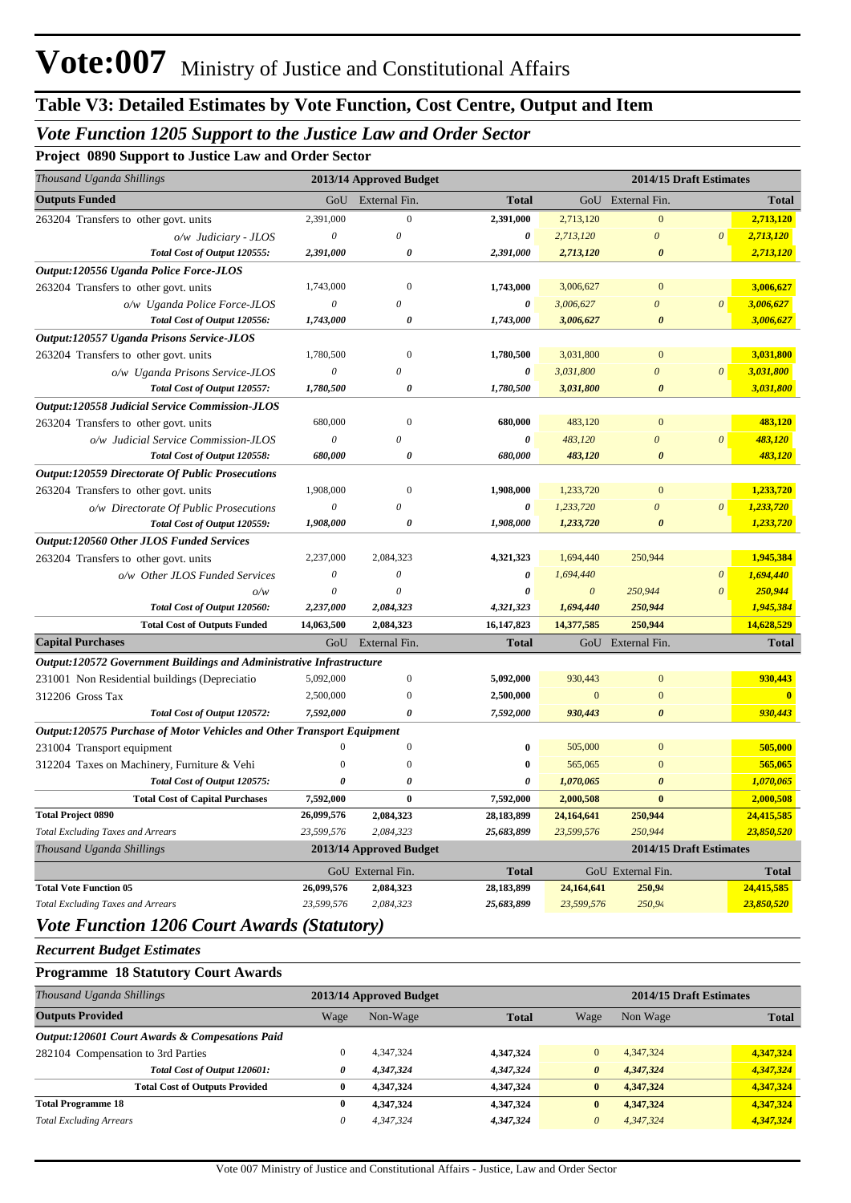# Vote:007 Ministry of Justice and Constitutional Affairs

## Table V3: Detailed Estimates by Vote Function, Cost Centre, Output and Item

### *Vote Function 1205 Support to the Justice Law and Order Sector*

**Project 0890 Support to Justice Law and Order Sector**

| *Thousand Uganda Shillings* | 2013/14 Approved Budget | | | 2014/15 Draft Estimates | | | |
|---|---|---|---|---|---|---|---|
| **Outputs Funded** | GoU | External Fin. | **Total** | GoU | External Fin. | | **Total** |
| 263204 Transfers to other govt. units | 2,391,000 | 0 | **2,391,000** | 2,713,120 | 0 | | **2,713,120** |
| *o/w Judiciary - JLOS* | *0* | *0* | ***0*** | *2,713,120* | *0* | *0* | ***2,713,120*** |
| ***Total Cost of Output 120555:*** | ***2,391,000*** | ***0*** | ***2,391,000*** | ***2,713,120*** | ***0*** | | ***2,713,120*** |
| ***Output:120556 Uganda Police Force-JLOS*** | | | | | | | |
| 263204 Transfers to other govt. units | 1,743,000 | 0 | **1,743,000** | 3,006,627 | 0 | | **3,006,627** |
| *o/w Uganda Police Force-JLOS* | *0* | *0* | ***0*** | *3,006,627* | *0* | *0* | ***3,006,627*** |
| ***Total Cost of Output 120556:*** | ***1,743,000*** | ***0*** | ***1,743,000*** | ***3,006,627*** | ***0*** | | ***3,006,627*** |
| ***Output:120557 Uganda Prisons Service-JLOS*** | | | | | | | |
| 263204 Transfers to other govt. units | 1,780,500 | 0 | **1,780,500** | 3,031,800 | 0 | | **3,031,800** |
| *o/w Uganda Prisons Service-JLOS* | *0* | *0* | ***0*** | *3,031,800* | *0* | *0* | ***3,031,800*** |
| ***Total Cost of Output 120557:*** | ***1,780,500*** | ***0*** | ***1,780,500*** | ***3,031,800*** | ***0*** | | ***3,031,800*** |
| ***Output:120558 Judicial Service Commission-JLOS*** | | | | | | | |
| 263204 Transfers to other govt. units | 680,000 | 0 | **680,000** | 483,120 | 0 | | **483,120** |
| *o/w Judicial Service Commission-JLOS* | *0* | *0* | ***0*** | *483,120* | *0* | *0* | ***483,120*** |
| ***Total Cost of Output 120558:*** | ***680,000*** | ***0*** | ***680,000*** | ***483,120*** | ***0*** | | ***483,120*** |
| ***Output:120559 Directorate Of Public Prosecutions*** | | | | | | | |
| 263204 Transfers to other govt. units | 1,908,000 | 0 | **1,908,000** | 1,233,720 | 0 | | **1,233,720** |
| *o/w Directorate Of Public Prosecutions* | *0* | *0* | ***0*** | *1,233,720* | *0* | *0* | ***1,233,720*** |
| ***Total Cost of Output 120559:*** | ***1,908,000*** | ***0*** | ***1,908,000*** | ***1,233,720*** | ***0*** | | ***1,233,720*** |
| ***Output:120560 Other JLOS Funded Services*** | | | | | | | |
| 263204 Transfers to other govt. units | 2,237,000 | 2,084,323 | **4,321,323** | 1,694,440 | 250,944 | | **1,945,384** |
| *o/w Other JLOS Funded Services* | *0* | *0* | ***0*** | *1,694,440* | | *0* | ***1,694,440*** |
| *o/w* | *0* | *0* | ***0*** | *0* | *250,944* | *0* | ***250,944*** |
| ***Total Cost of Output 120560:*** | ***2,237,000*** | ***2,084,323*** | ***4,321,323*** | ***1,694,440*** | ***250,944*** | | ***1,945,384*** |
| **Total Cost of Outputs Funded** | **14,063,500** | **2,084,323** | **16,147,823** | **14,377,585** | **250,944** | | **14,628,529** |
| **Capital Purchases** | GoU | External Fin. | **Total** | GoU | External Fin. | | **Total** |
| ***Output:120572 Government Buildings and Administrative Infrastructure*** | | | | | | | |
| 231001 Non Residential buildings (Depreciatio | 5,092,000 | 0 | **5,092,000** | 930,443 | 0 | | **930,443** |
| 312206 Gross Tax | 2,500,000 | 0 | **2,500,000** | 0 | 0 | | **0** |
| ***Total Cost of Output 120572:*** | ***7,592,000*** | ***0*** | ***7,592,000*** | ***930,443*** | ***0*** | | ***930,443*** |
| ***Output:120575 Purchase of Motor Vehicles and Other Transport Equipment*** | | | | | | | |
| 231004 Transport equipment | 0 | 0 | **0** | 505,000 | 0 | | **505,000** |
| 312204 Taxes on Machinery, Furniture & Vehi | 0 | 0 | **0** | 565,065 | 0 | | **565,065** |
| ***Total Cost of Output 120575:*** | ***0*** | ***0*** | ***0*** | ***1,070,065*** | ***0*** | | ***1,070,065*** |
| **Total Cost of Capital Purchases** | **7,592,000** | **0** | **7,592,000** | **2,000,508** | **0** | | **2,000,508** |
| **Total Project 0890** | **26,099,576** | **2,084,323** | **28,183,899** | **24,164,641** | **250,944** | | **24,415,585** |
| *Total Excluding Taxes and Arrears* | *23,599,576* | *2,084,323* | ***25,683,899*** | *23,599,576* | *250,944* | | ***23,850,520*** |

| *Thousand Uganda Shillings* | 2013/14 Approved Budget | | | 2014/15 Draft Estimates | | |
|---|---|---|---|---|---|---|
| | GoU | External Fin. | **Total** | GoU | External Fin. | **Total** |
| **Total Vote Function 05** | **26,099,576** | **2,084,323** | **28,183,899** | **24,164,641** | **250,94** | **24,415,585** |
| *Total Excluding Taxes and Arrears* | *23,599,576* | *2,084,323* | ***25,683,899*** | *23,599,576* | *250,94* | ***23,850,520*** |

### *Vote Function 1206 Court Awards (Statutory)*

***Recurrent Budget Estimates***

**Programme 18 Statutory Court Awards**

| *Thousand Uganda Shillings* | 2013/14 Approved Budget | | | 2014/15 Draft Estimates | | |
|---|---|---|---|---|---|---|
| **Outputs Provided** | Wage | Non-Wage | **Total** | Wage | Non Wage | **Total** |
| ***Output:120601 Court Awards & Compesations Paid*** | | | | | | |
| 282104 Compensation to 3rd Parties | 0 | 4,347,324 | **4,347,324** | 0 | 4,347,324 | **4,347,324** |
| ***Total Cost of Output 120601:*** | ***0*** | ***4,347,324*** | ***4,347,324*** | ***0*** | ***4,347,324*** | ***4,347,324*** |
| **Total Cost of Outputs Provided** | **0** | **4,347,324** | **4,347,324** | **0** | **4,347,324** | **4,347,324** |
| **Total Programme 18** | **0** | **4,347,324** | **4,347,324** | **0** | **4,347,324** | **4,347,324** |
| *Total Excluding Arrears* | *0* | *4,347,324* | ***4,347,324*** | *0* | *4,347,324* | ***4,347,324*** |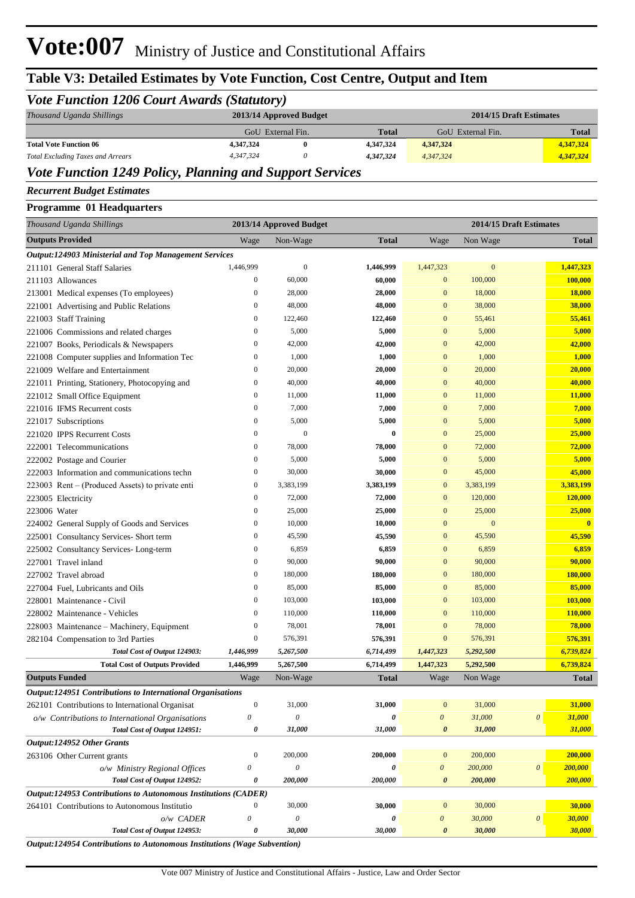# Vote:007 Ministry of Justice and Constitutional Affairs

## Table V3: Detailed Estimates by Vote Function, Cost Centre, Output and Item

### *Vote Function 1206 Court Awards (Statutory)*

| *Thousand Uganda Shillings* | 2013/14 Approved Budget | | | 2014/15 Draft Estimates | | |
|---|---|---|---|---|---|---|
| | GoU | External Fin. | Total | GoU | External Fin. | Total |
| **Total Vote Function 06** | **4,347,324** | **0** | **4,347,324** | **4,347,324** | | **4,347,324** |
| *Total Excluding Taxes and Arrears* | *4,347,324* | *0* | ***4,347,324*** | *4,347,324* | | ***4,347,324*** |

### *Vote Function 1249 Policy, Planning and Support Services*

***Recurrent Budget Estimates***

**Programme 01 Headquarters**

| *Thousand Uganda Shillings* | 2013/14 Approved Budget | | | 2014/15 Draft Estimates | | | |
|---|---|---|---|---|---|---|---|
| **Outputs Provided** | Wage | Non-Wage | **Total** | Wage | Non Wage | | **Total** |
| ***Output:124903 Ministerial and Top Management Services*** | | | | | | | |
| 211101 General Staff Salaries | 1,446,999 | 0 | **1,446,999** | 1,447,323 | 0 | | **1,447,323** |
| 211103 Allowances | 0 | 60,000 | **60,000** | 0 | 100,000 | | **100,000** |
| 213001 Medical expenses (To employees) | 0 | 28,000 | **28,000** | 0 | 18,000 | | **18,000** |
| 221001 Advertising and Public Relations | 0 | 48,000 | **48,000** | 0 | 38,000 | | **38,000** |
| 221003 Staff Training | 0 | 122,460 | **122,460** | 0 | 55,461 | | **55,461** |
| 221006 Commissions and related charges | 0 | 5,000 | **5,000** | 0 | 5,000 | | **5,000** |
| 221007 Books, Periodicals & Newspapers | 0 | 42,000 | **42,000** | 0 | 42,000 | | **42,000** |
| 221008 Computer supplies and Information Tec | 0 | 1,000 | **1,000** | 0 | 1,000 | | **1,000** |
| 221009 Welfare and Entertainment | 0 | 20,000 | **20,000** | 0 | 20,000 | | **20,000** |
| 221011 Printing, Stationery, Photocopying and | 0 | 40,000 | **40,000** | 0 | 40,000 | | **40,000** |
| 221012 Small Office Equipment | 0 | 11,000 | **11,000** | 0 | 11,000 | | **11,000** |
| 221016 IFMS Recurrent costs | 0 | 7,000 | **7,000** | 0 | 7,000 | | **7,000** |
| 221017 Subscriptions | 0 | 5,000 | **5,000** | 0 | 5,000 | | **5,000** |
| 221020 IPPS Recurrent Costs | 0 | 0 | **0** | 0 | 25,000 | | **25,000** |
| 222001 Telecommunications | 0 | 78,000 | **78,000** | 0 | 72,000 | | **72,000** |
| 222002 Postage and Courier | 0 | 5,000 | **5,000** | 0 | 5,000 | | **5,000** |
| 222003 Information and communications techn | 0 | 30,000 | **30,000** | 0 | 45,000 | | **45,000** |
| 223003 Rent – (Produced Assets) to private enti | 0 | 3,383,199 | **3,383,199** | 0 | 3,383,199 | | **3,383,199** |
| 223005 Electricity | 0 | 72,000 | **72,000** | 0 | 120,000 | | **120,000** |
| 223006 Water | 0 | 25,000 | **25,000** | 0 | 25,000 | | **25,000** |
| 224002 General Supply of Goods and Services | 0 | 10,000 | **10,000** | 0 | 0 | | **0** |
| 225001 Consultancy Services- Short term | 0 | 45,590 | **45,590** | 0 | 45,590 | | **45,590** |
| 225002 Consultancy Services- Long-term | 0 | 6,859 | **6,859** | 0 | 6,859 | | **6,859** |
| 227001 Travel inland | 0 | 90,000 | **90,000** | 0 | 90,000 | | **90,000** |
| 227002 Travel abroad | 0 | 180,000 | **180,000** | 0 | 180,000 | | **180,000** |
| 227004 Fuel, Lubricants and Oils | 0 | 85,000 | **85,000** | 0 | 85,000 | | **85,000** |
| 228001 Maintenance - Civil | 0 | 103,000 | **103,000** | 0 | 103,000 | | **103,000** |
| 228002 Maintenance - Vehicles | 0 | 110,000 | **110,000** | 0 | 110,000 | | **110,000** |
| 228003 Maintenance – Machinery, Equipment | 0 | 78,001 | **78,001** | 0 | 78,000 | | **78,000** |
| 282104 Compensation to 3rd Parties | 0 | 576,391 | **576,391** | 0 | 576,391 | | **576,391** |
| ***Total Cost of Output 124903:*** | ***1,446,999*** | ***5,267,500*** | ***6,714,499*** | ***1,447,323*** | ***5,292,500*** | | ***6,739,824*** |
| **Total Cost of Outputs Provided** | **1,446,999** | **5,267,500** | **6,714,499** | **1,447,323** | **5,292,500** | | **6,739,824** |
| **Outputs Funded** | Wage | Non-Wage | **Total** | Wage | Non Wage | | **Total** |
| ***Output:124951 Contributions to International Organisations*** | | | | | | | |
| 262101 Contributions to International Organisat | 0 | 31,000 | **31,000** | 0 | 31,000 | | **31,000** |
| *o/w Contributions to International Organisations* | *0* | *0* | ***0*** | *0* | *31,000* | *0* | ***31,000*** |
| ***Total Cost of Output 124951:*** | ***0*** | ***31,000*** | ***31,000*** | ***0*** | ***31,000*** | | ***31,000*** |
| ***Output:124952 Other Grants*** | | | | | | | |
| 263106 Other Current grants | 0 | 200,000 | **200,000** | 0 | 200,000 | | **200,000** |
| *o/w Ministry Regional Offices* | *0* | *0* | ***0*** | *0* | *200,000* | *0* | ***200,000*** |
| ***Total Cost of Output 124952:*** | ***0*** | ***200,000*** | ***200,000*** | ***0*** | ***200,000*** | | ***200,000*** |
| ***Output:124953 Contributions to Autonomous Institutions (CADER)*** | | | | | | | |
| 264101 Contributions to Autonomous Institutio | 0 | 30,000 | **30,000** | 0 | 30,000 | | **30,000** |
| *o/w CADER* | *0* | *0* | ***0*** | *0* | *30,000* | *0* | ***30,000*** |
| ***Total Cost of Output 124953:*** | ***0*** | ***30,000*** | ***30,000*** | ***0*** | ***30,000*** | | ***30,000*** |

***Output:124954 Contributions to Autonomous Institutions (Wage Subvention)***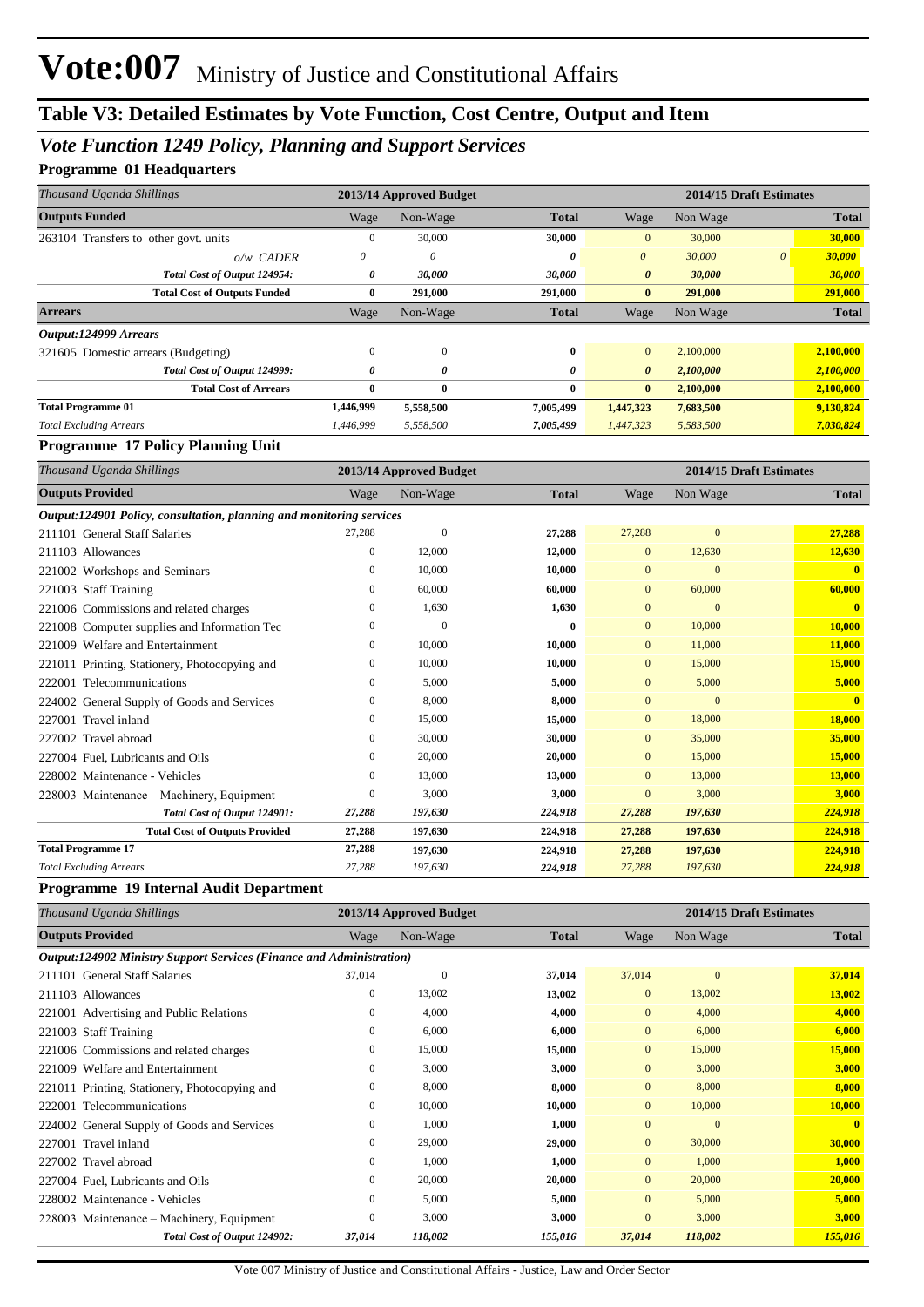# Vote:007 Ministry of Justice and Constitutional Affairs

## Table V3: Detailed Estimates by Vote Function, Cost Centre, Output and Item

### *Vote Function 1249 Policy, Planning and Support Services*

**Programme 01 Headquarters**

| *Thousand Uganda Shillings* | 2013/14 Approved Budget | | | 2014/15 Draft Estimates | | |
|---|---|---|---|---|---|---|
| **Outputs Funded** | Wage | Non-Wage | **Total** | Wage | Non Wage | **Total** |
| 263104 Transfers to other govt. units | 0 | 30,000 | **30,000** | 0 | 30,000 | **30,000** |
| *o/w CADER* | *0* | *0* | ***0*** | *0* | *30,000* | ***30,000*** |
| ***Total Cost of Output 124954:*** | ***0*** | ***30,000*** | ***30,000*** | ***0*** | ***30,000*** | ***30,000*** |
| **Total Cost of Outputs Funded** | **0** | **291,000** | **291,000** | **0** | **291,000** | **291,000** |
| **Arrears** | Wage | Non-Wage | **Total** | Wage | Non Wage | **Total** |
| ***Output:124999 Arrears*** | | | | | | |
| 321605 Domestic arrears (Budgeting) | 0 | 0 | **0** | 0 | 2,100,000 | **2,100,000** |
| ***Total Cost of Output 124999:*** | ***0*** | ***0*** | ***0*** | ***0*** | ***2,100,000*** | ***2,100,000*** |
| **Total Cost of Arrears** | **0** | **0** | **0** | **0** | **2,100,000** | **2,100,000** |
| **Total Programme 01** | **1,446,999** | **5,558,500** | **7,005,499** | **1,447,323** | **7,683,500** | **9,130,824** |
| *Total Excluding Arrears* | *1,446,999* | *5,558,500* | *7,005,499* | *1,447,323* | *5,583,500* | *7,030,824* |

**Programme 17 Policy Planning Unit**

| *Thousand Uganda Shillings* | 2013/14 Approved Budget | | | 2014/15 Draft Estimates | | |
|---|---|---|---|---|---|---|
| **Outputs Provided** | Wage | Non-Wage | **Total** | Wage | Non Wage | **Total** |
| ***Output:124901 Policy, consultation, planning and monitoring services*** | | | | | | |
| 211101 General Staff Salaries | 27,288 | 0 | **27,288** | 27,288 | 0 | **27,288** |
| 211103 Allowances | 0 | 12,000 | **12,000** | 0 | 12,630 | **12,630** |
| 221002 Workshops and Seminars | 0 | 10,000 | **10,000** | 0 | 0 | **0** |
| 221003 Staff Training | 0 | 60,000 | **60,000** | 0 | 60,000 | **60,000** |
| 221006 Commissions and related charges | 0 | 1,630 | **1,630** | 0 | 0 | **0** |
| 221008 Computer supplies and Information Tec | 0 | 0 | **0** | 0 | 10,000 | **10,000** |
| 221009 Welfare and Entertainment | 0 | 10,000 | **10,000** | 0 | 11,000 | **11,000** |
| 221011 Printing, Stationery, Photocopying and | 0 | 10,000 | **10,000** | 0 | 15,000 | **15,000** |
| 222001 Telecommunications | 0 | 5,000 | **5,000** | 0 | 5,000 | **5,000** |
| 224002 General Supply of Goods and Services | 0 | 8,000 | **8,000** | 0 | 0 | **0** |
| 227001 Travel inland | 0 | 15,000 | **15,000** | 0 | 18,000 | **18,000** |
| 227002 Travel abroad | 0 | 30,000 | **30,000** | 0 | 35,000 | **35,000** |
| 227004 Fuel, Lubricants and Oils | 0 | 20,000 | **20,000** | 0 | 15,000 | **15,000** |
| 228002 Maintenance - Vehicles | 0 | 13,000 | **13,000** | 0 | 13,000 | **13,000** |
| 228003 Maintenance – Machinery, Equipment | 0 | 3,000 | **3,000** | 0 | 3,000 | **3,000** |
| ***Total Cost of Output 124901:*** | ***27,288*** | ***197,630*** | ***224,918*** | ***27,288*** | ***197,630*** | ***224,918*** |
| **Total Cost of Outputs Provided** | **27,288** | **197,630** | **224,918** | **27,288** | **197,630** | **224,918** |
| **Total Programme 17** | **27,288** | **197,630** | **224,918** | **27,288** | **197,630** | **224,918** |
| *Total Excluding Arrears* | *27,288* | *197,630* | *224,918* | *27,288* | *197,630* | *224,918* |

**Programme 19 Internal Audit Department**

| *Thousand Uganda Shillings* | 2013/14 Approved Budget | | | 2014/15 Draft Estimates | | |
|---|---|---|---|---|---|---|
| **Outputs Provided** | Wage | Non-Wage | **Total** | Wage | Non Wage | **Total** |
| ***Output:124902 Ministry Support Services (Finance and Administration)*** | | | | | | |
| 211101 General Staff Salaries | 37,014 | 0 | **37,014** | 37,014 | 0 | **37,014** |
| 211103 Allowances | 0 | 13,002 | **13,002** | 0 | 13,002 | **13,002** |
| 221001 Advertising and Public Relations | 0 | 4,000 | **4,000** | 0 | 4,000 | **4,000** |
| 221003 Staff Training | 0 | 6,000 | **6,000** | 0 | 6,000 | **6,000** |
| 221006 Commissions and related charges | 0 | 15,000 | **15,000** | 0 | 15,000 | **15,000** |
| 221009 Welfare and Entertainment | 0 | 3,000 | **3,000** | 0 | 3,000 | **3,000** |
| 221011 Printing, Stationery, Photocopying and | 0 | 8,000 | **8,000** | 0 | 8,000 | **8,000** |
| 222001 Telecommunications | 0 | 10,000 | **10,000** | 0 | 10,000 | **10,000** |
| 224002 General Supply of Goods and Services | 0 | 1,000 | **1,000** | 0 | 0 | **0** |
| 227001 Travel inland | 0 | 29,000 | **29,000** | 0 | 30,000 | **30,000** |
| 227002 Travel abroad | 0 | 1,000 | **1,000** | 0 | 1,000 | **1,000** |
| 227004 Fuel, Lubricants and Oils | 0 | 20,000 | **20,000** | 0 | 20,000 | **20,000** |
| 228002 Maintenance - Vehicles | 0 | 5,000 | **5,000** | 0 | 5,000 | **5,000** |
| 228003 Maintenance – Machinery, Equipment | 0 | 3,000 | **3,000** | 0 | 3,000 | **3,000** |
| ***Total Cost of Output 124902:*** | ***37,014*** | ***118,002*** | ***155,016*** | ***37,014*** | ***118,002*** | ***155,016*** |

Vote 007 Ministry of Justice and Constitutional Affairs - Justice, Law and Order Sector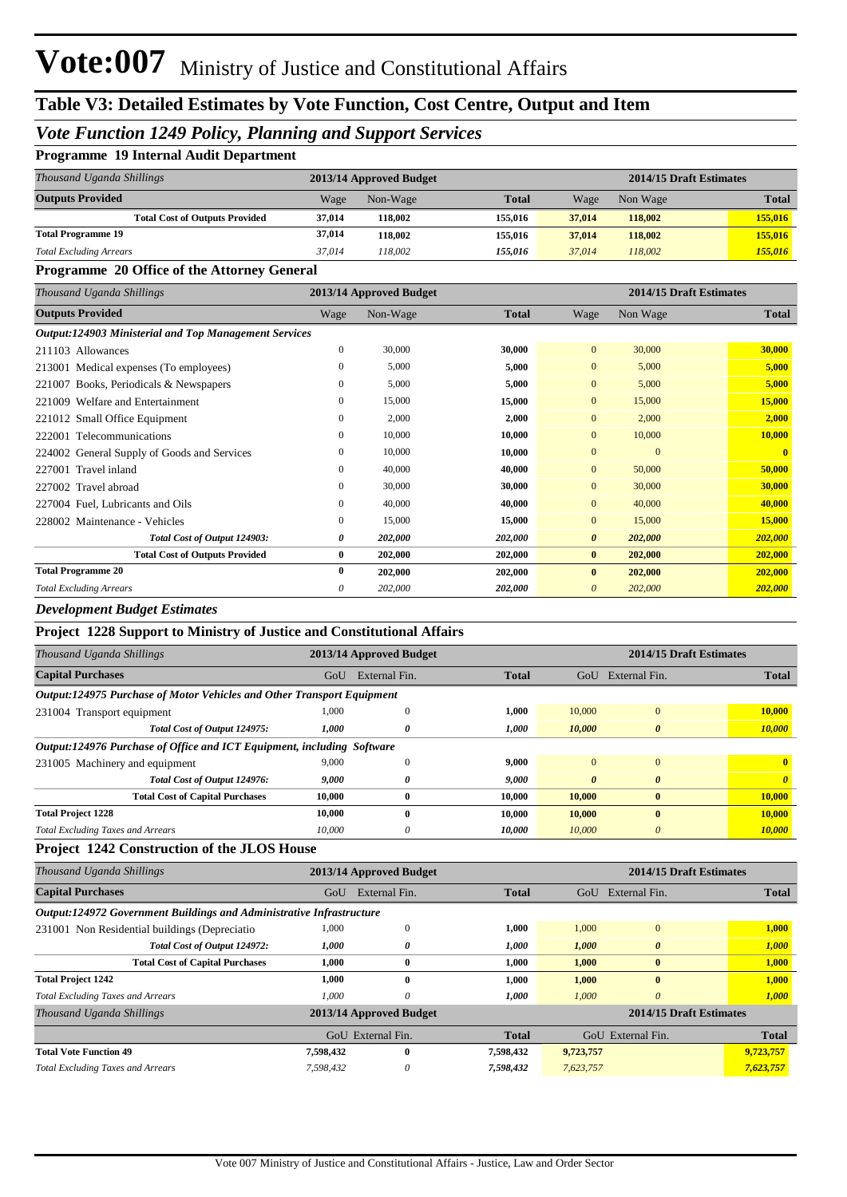# Vote:007 Ministry of Justice and Constitutional Affairs

## Table V3: Detailed Estimates by Vote Function, Cost Centre, Output and Item

### *Vote Function 1249 Policy, Planning and Support Services*

**Programme 19 Internal Audit Department**

| *Thousand Uganda Shillings* | 2013/14 Approved Budget | | | 2014/15 Draft Estimates | | |
|---|---|---|---|---|---|---|
| **Outputs Provided** | Wage | Non-Wage | **Total** | Wage | Non Wage | **Total** |
| **Total Cost of Outputs Provided** | **37,014** | **118,002** | **155,016** | **37,014** | **118,002** | **155,016** |
| **Total Programme 19** | **37,014** | **118,002** | **155,016** | **37,014** | **118,002** | **155,016** |
| *Total Excluding Arrears* | *37,014* | *118,002* | ***155,016*** | *37,014* | *118,002* | ***155,016*** |

**Programme 20 Office of the Attorney General**

| *Thousand Uganda Shillings* | 2013/14 Approved Budget | | | 2014/15 Draft Estimates | | |
|---|---|---|---|---|---|---|
| **Outputs Provided** | Wage | Non-Wage | **Total** | Wage | Non Wage | **Total** |
| ***Output:124903 Ministerial and Top Management Services*** | | | | | | |
| 211103 Allowances | 0 | 30,000 | **30,000** | 0 | 30,000 | **30,000** |
| 213001 Medical expenses (To employees) | 0 | 5,000 | **5,000** | 0 | 5,000 | **5,000** |
| 221007 Books, Periodicals & Newspapers | 0 | 5,000 | **5,000** | 0 | 5,000 | **5,000** |
| 221009 Welfare and Entertainment | 0 | 15,000 | **15,000** | 0 | 15,000 | **15,000** |
| 221012 Small Office Equipment | 0 | 2,000 | **2,000** | 0 | 2,000 | **2,000** |
| 222001 Telecommunications | 0 | 10,000 | **10,000** | 0 | 10,000 | **10,000** |
| 224002 General Supply of Goods and Services | 0 | 10,000 | **10,000** | 0 | 0 | **0** |
| 227001 Travel inland | 0 | 40,000 | **40,000** | 0 | 50,000 | **50,000** |
| 227002 Travel abroad | 0 | 30,000 | **30,000** | 0 | 30,000 | **30,000** |
| 227004 Fuel, Lubricants and Oils | 0 | 40,000 | **40,000** | 0 | 40,000 | **40,000** |
| 228002 Maintenance - Vehicles | 0 | 15,000 | **15,000** | 0 | 15,000 | **15,000** |
| ***Total Cost of Output 124903:*** | ***0*** | ***202,000*** | ***202,000*** | ***0*** | ***202,000*** | ***202,000*** |
| **Total Cost of Outputs Provided** | **0** | **202,000** | **202,000** | **0** | **202,000** | **202,000** |
| **Total Programme 20** | **0** | **202,000** | **202,000** | **0** | **202,000** | **202,000** |
| *Total Excluding Arrears* | *0* | *202,000* | ***202,000*** | *0* | *202,000* | ***202,000*** |

***Development Budget Estimates***

**Project 1228 Support to Ministry of Justice and Constitutional Affairs**

| *Thousand Uganda Shillings* | 2013/14 Approved Budget | | | 2014/15 Draft Estimates | | |
|---|---|---|---|---|---|---|
| **Capital Purchases** | GoU | External Fin. | **Total** | GoU | External Fin. | **Total** |
| ***Output:124975 Purchase of Motor Vehicles and Other Transport Equipment*** | | | | | | |
| 231004 Transport equipment | 1,000 | 0 | **1,000** | 10,000 | 0 | **10,000** |
| ***Total Cost of Output 124975:*** | ***1,000*** | ***0*** | ***1,000*** | ***10,000*** | ***0*** | ***10,000*** |
| ***Output:124976 Purchase of Office and ICT Equipment, including Software*** | | | | | | |
| 231005 Machinery and equipment | 9,000 | 0 | **9,000** | 0 | 0 | **0** |
| ***Total Cost of Output 124976:*** | ***9,000*** | ***0*** | ***9,000*** | ***0*** | ***0*** | ***0*** |
| **Total Cost of Capital Purchases** | **10,000** | **0** | **10,000** | **10,000** | **0** | **10,000** |
| **Total Project 1228** | **10,000** | **0** | **10,000** | **10,000** | **0** | **10,000** |
| *Total Excluding Taxes and Arrears* | *10,000* | *0* | ***10,000*** | *10,000* | *0* | ***10,000*** |

**Project 1242 Construction of the JLOS House**

| *Thousand Uganda Shillings* | 2013/14 Approved Budget | | | 2014/15 Draft Estimates | | |
|---|---|---|---|---|---|---|
| **Capital Purchases** | GoU | External Fin. | **Total** | GoU | External Fin. | **Total** |
| ***Output:124972 Government Buildings and Administrative Infrastructure*** | | | | | | |
| 231001 Non Residential buildings (Depreciatio | 1,000 | 0 | **1,000** | 1,000 | 0 | **1,000** |
| ***Total Cost of Output 124972:*** | ***1,000*** | ***0*** | ***1,000*** | ***1,000*** | ***0*** | ***1,000*** |
| **Total Cost of Capital Purchases** | **1,000** | **0** | **1,000** | **1,000** | **0** | **1,000** |
| **Total Project 1242** | **1,000** | **0** | **1,000** | **1,000** | **0** | **1,000** |
| *Total Excluding Taxes and Arrears* | *1,000* | *0* | ***1,000*** | *1,000* | *0* | ***1,000*** |

| *Thousand Uganda Shillings* | 2013/14 Approved Budget | | | 2014/15 Draft Estimates | | |
|---|---|---|---|---|---|---|
| | GoU | External Fin. | **Total** | GoU | External Fin. | **Total** |
| **Total Vote Function 49** | **7,598,432** | **0** | **7,598,432** | **9,723,757** | | **9,723,757** |
| *Total Excluding Taxes and Arrears* | *7,598,432* | *0* | ***7,598,432*** | *7,623,757* | | ***7,623,757*** |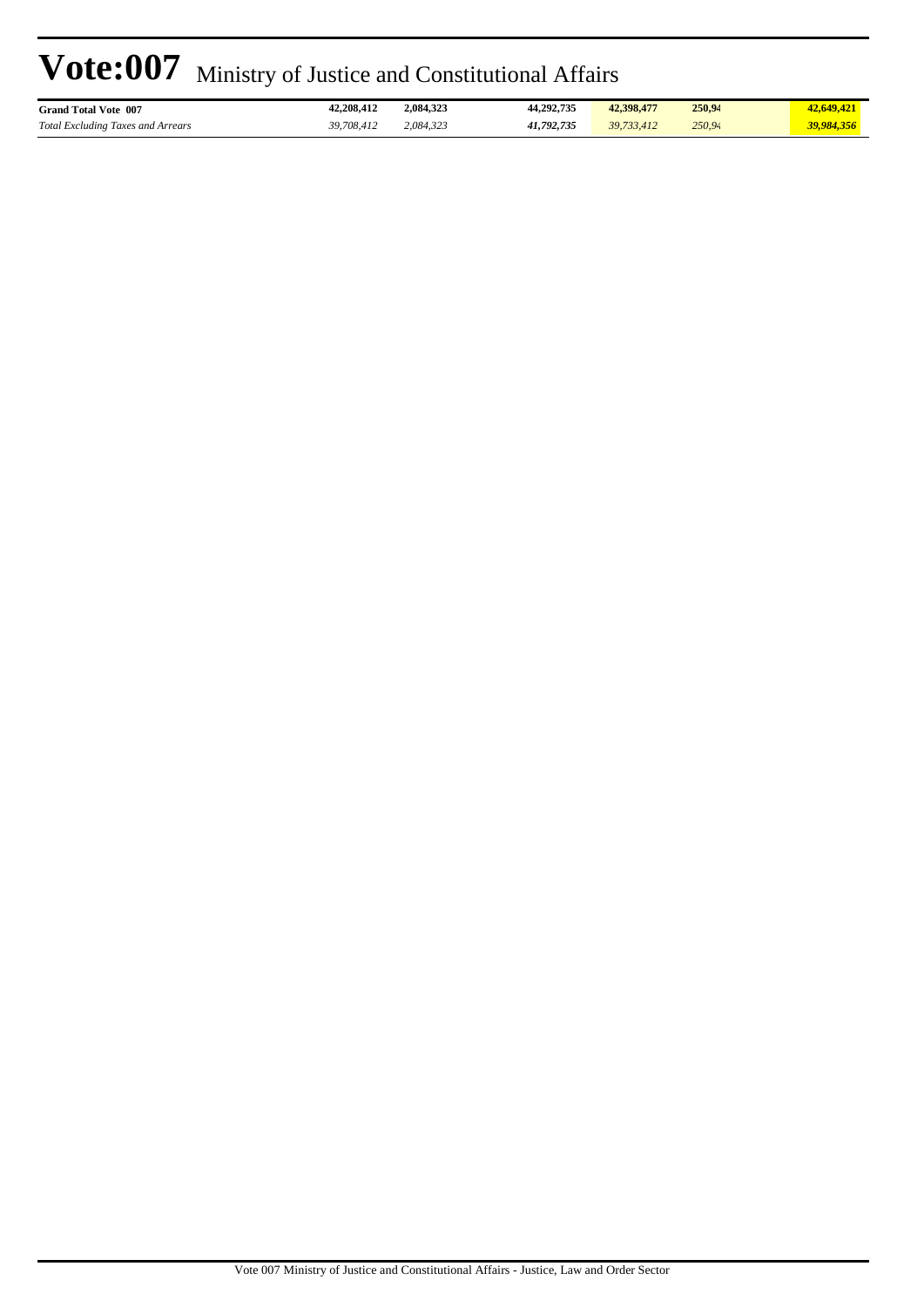# Vote:007 Ministry of Justice and Constitutional Affairs

| | | | | | | |
|---|---|---|---|---|---|---|
| **Grand Total Vote 007** | **42,208,412** | **2,084,323** | **44,292,735** | **42,398,477** | **250,94** | **42,649,421** |
| *Total Excluding Taxes and Arrears* | *39,708,412* | *2,084,323* | ***41,792,735*** | *39,733,412* | *250,94* | ***39,984,356*** |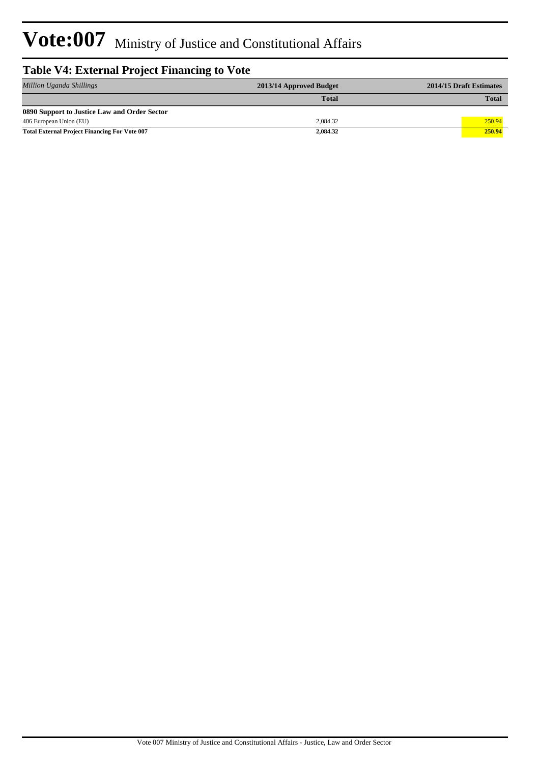# Vote:007 Ministry of Justice and Constitutional Affairs

## Table V4: External Project Financing to Vote

| *Million Uganda Shillings* | 2013/14 Approved Budget | 2014/15 Draft Estimates |
|---|---|---|
| | **Total** | **Total** |
| **0890 Support to Justice Law and Order Sector** | | |
| 406 European Union (EU) | 2,084.32 | 250.94 |
| **Total External Project Financing For Vote 007** | **2,084.32** | **250.94** |